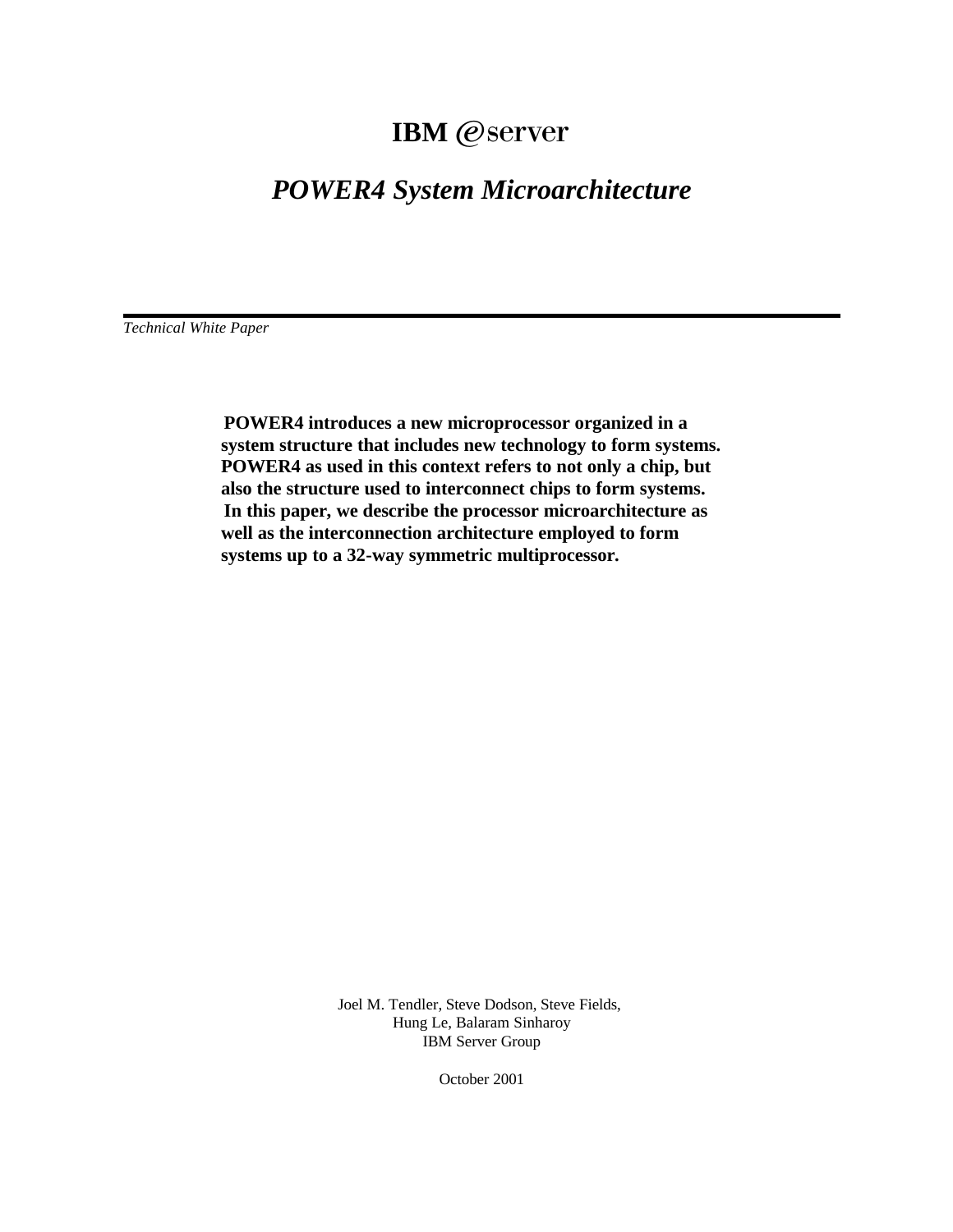# IBM @server

## *POWER4 System Microarchitecture*

*Technical White Paper*

**POWER4 introduces a new microprocessor organized in a system structure that includes new technology to form systems. POWER4 as used in this context refers to not only a chip, but also the structure used to interconnect chips to form systems. In this paper, we describe the processor microarchitecture as well as the interconnection architecture employed to form systems up to a 32-way symmetric multiprocessor.**

Joel M. Tendler, Steve Dodson, Steve Fields,
Hung Le, Balaram Sinharoy
IBM Server Group

October 2001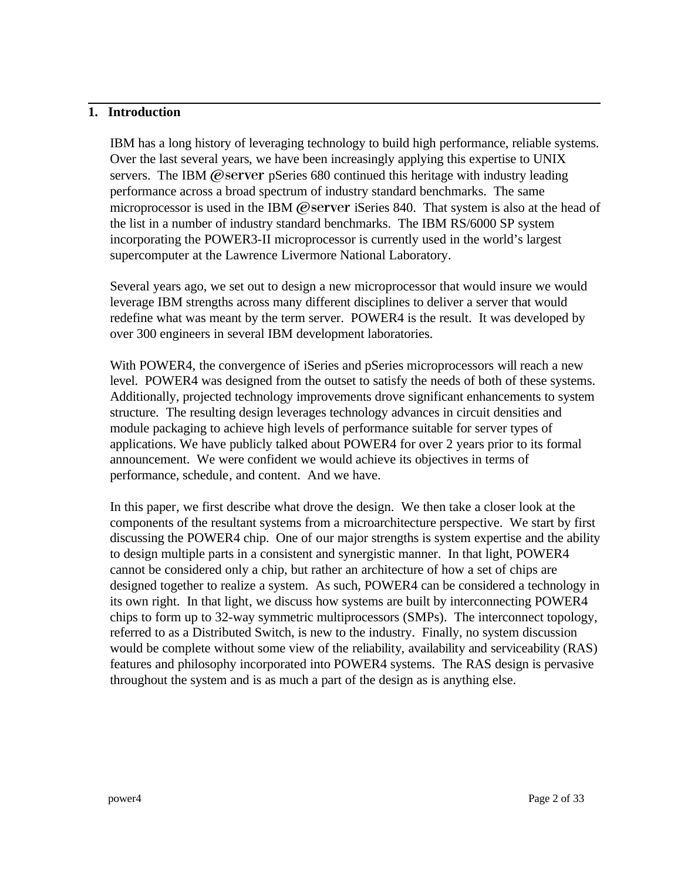## 1. Introduction

IBM has a long history of leveraging technology to build high performance, reliable systems. Over the last several years, we have been increasingly applying this expertise to UNIX servers. The IBM @server pSeries 680 continued this heritage with industry leading performance across a broad spectrum of industry standard benchmarks. The same microprocessor is used in the IBM @server iSeries 840. That system is also at the head of the list in a number of industry standard benchmarks. The IBM RS/6000 SP system incorporating the POWER3-II microprocessor is currently used in the world's largest supercomputer at the Lawrence Livermore National Laboratory.

Several years ago, we set out to design a new microprocessor that would insure we would leverage IBM strengths across many different disciplines to deliver a server that would redefine what was meant by the term server. POWER4 is the result. It was developed by over 300 engineers in several IBM development laboratories.

With POWER4, the convergence of iSeries and pSeries microprocessors will reach a new level. POWER4 was designed from the outset to satisfy the needs of both of these systems. Additionally, projected technology improvements drove significant enhancements to system structure. The resulting design leverages technology advances in circuit densities and module packaging to achieve high levels of performance suitable for server types of applications. We have publicly talked about POWER4 for over 2 years prior to its formal announcement. We were confident we would achieve its objectives in terms of performance, schedule, and content. And we have.

In this paper, we first describe what drove the design. We then take a closer look at the components of the resultant systems from a microarchitecture perspective. We start by first discussing the POWER4 chip. One of our major strengths is system expertise and the ability to design multiple parts in a consistent and synergistic manner. In that light, POWER4 cannot be considered only a chip, but rather an architecture of how a set of chips are designed together to realize a system. As such, POWER4 can be considered a technology in its own right. In that light, we discuss how systems are built by interconnecting POWER4 chips to form up to 32-way symmetric multiprocessors (SMPs). The interconnect topology, referred to as a Distributed Switch, is new to the industry. Finally, no system discussion would be complete without some view of the reliability, availability and serviceability (RAS) features and philosophy incorporated into POWER4 systems. The RAS design is pervasive throughout the system and is as much a part of the design as is anything else.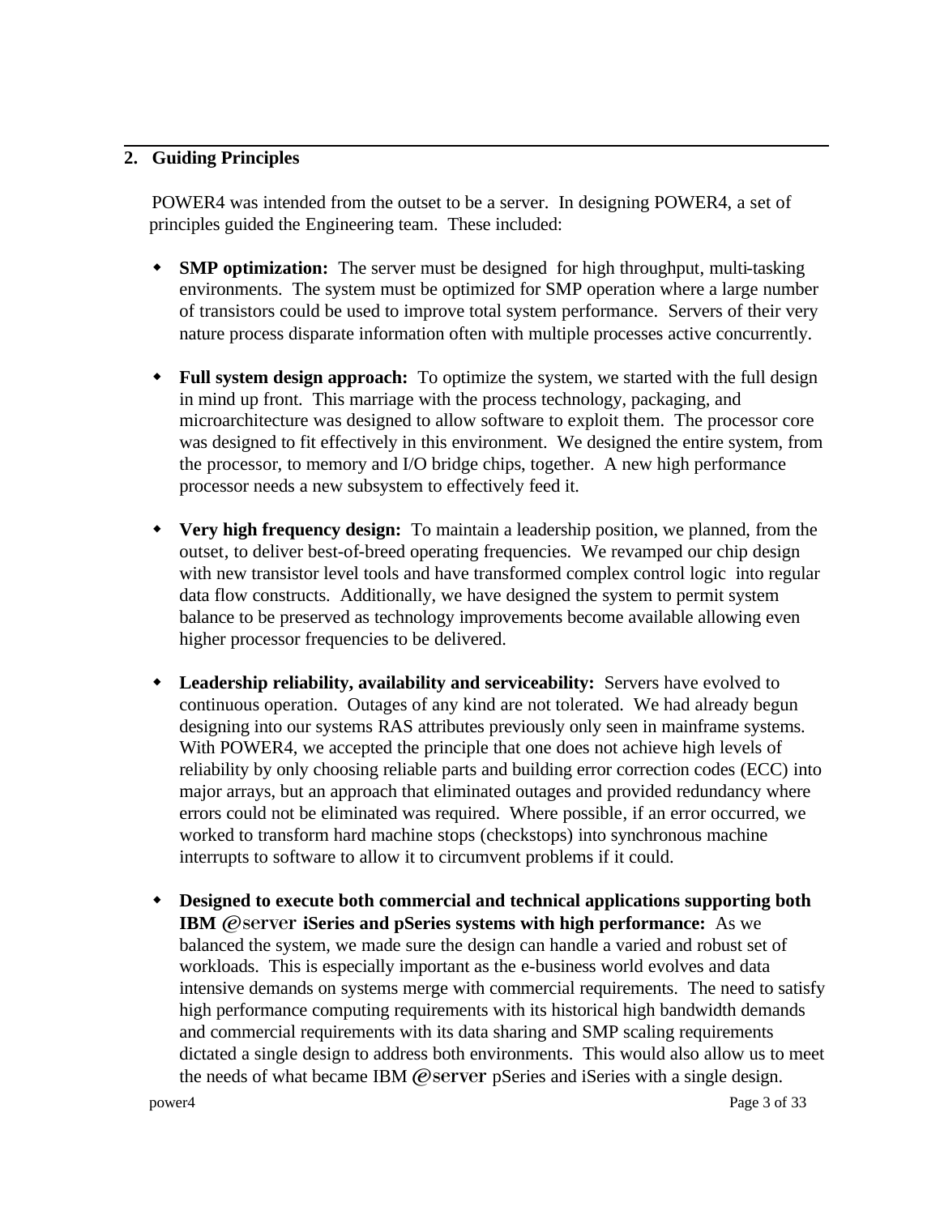## 2. Guiding Principles

POWER4 was intended from the outset to be a server. In designing POWER4, a set of principles guided the Engineering team. These included:

- **SMP optimization:** The server must be designed for high throughput, multi-tasking environments. The system must be optimized for SMP operation where a large number of transistors could be used to improve total system performance. Servers of their very nature process disparate information often with multiple processes active concurrently.

- **Full system design approach:** To optimize the system, we started with the full design in mind up front. This marriage with the process technology, packaging, and microarchitecture was designed to allow software to exploit them. The processor core was designed to fit effectively in this environment. We designed the entire system, from the processor, to memory and I/O bridge chips, together. A new high performance processor needs a new subsystem to effectively feed it.

- **Very high frequency design:** To maintain a leadership position, we planned, from the outset, to deliver best-of-breed operating frequencies. We revamped our chip design with new transistor level tools and have transformed complex control logic into regular data flow constructs. Additionally, we have designed the system to permit system balance to be preserved as technology improvements become available allowing even higher processor frequencies to be delivered.

- **Leadership reliability, availability and serviceability:** Servers have evolved to continuous operation. Outages of any kind are not tolerated. We had already begun designing into our systems RAS attributes previously only seen in mainframe systems. With POWER4, we accepted the principle that one does not achieve high levels of reliability by only choosing reliable parts and building error correction codes (ECC) into major arrays, but an approach that eliminated outages and provided redundancy where errors could not be eliminated was required. Where possible, if an error occurred, we worked to transform hard machine stops (checkstops) into synchronous machine interrupts to software to allow it to circumvent problems if it could.

- **Designed to execute both commercial and technical applications supporting both IBM @server iSeries and pSeries systems with high performance:** As we balanced the system, we made sure the design can handle a varied and robust set of workloads. This is especially important as the e-business world evolves and data intensive demands on systems merge with commercial requirements. The need to satisfy high performance computing requirements with its historical high bandwidth demands and commercial requirements with its data sharing and SMP scaling requirements dictated a single design to address both environments. This would also allow us to meet the needs of what became IBM @server pSeries and iSeries with a single design.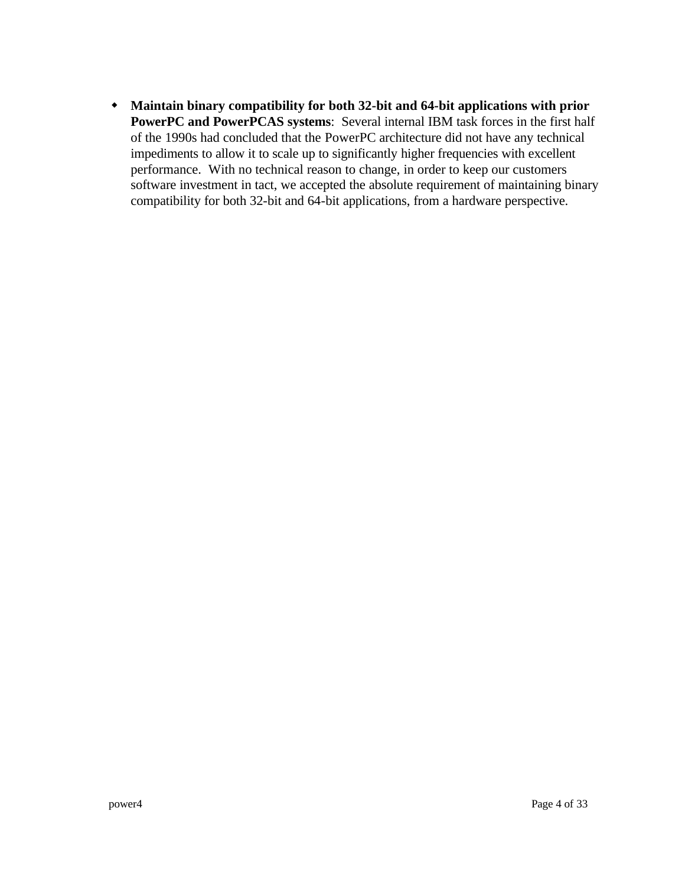- **Maintain binary compatibility for both 32-bit and 64-bit applications with prior PowerPC and PowerPCAS systems**: Several internal IBM task forces in the first half of the 1990s had concluded that the PowerPC architecture did not have any technical impediments to allow it to scale up to significantly higher frequencies with excellent performance. With no technical reason to change, in order to keep our customers software investment in tact, we accepted the absolute requirement of maintaining binary compatibility for both 32-bit and 64-bit applications, from a hardware perspective.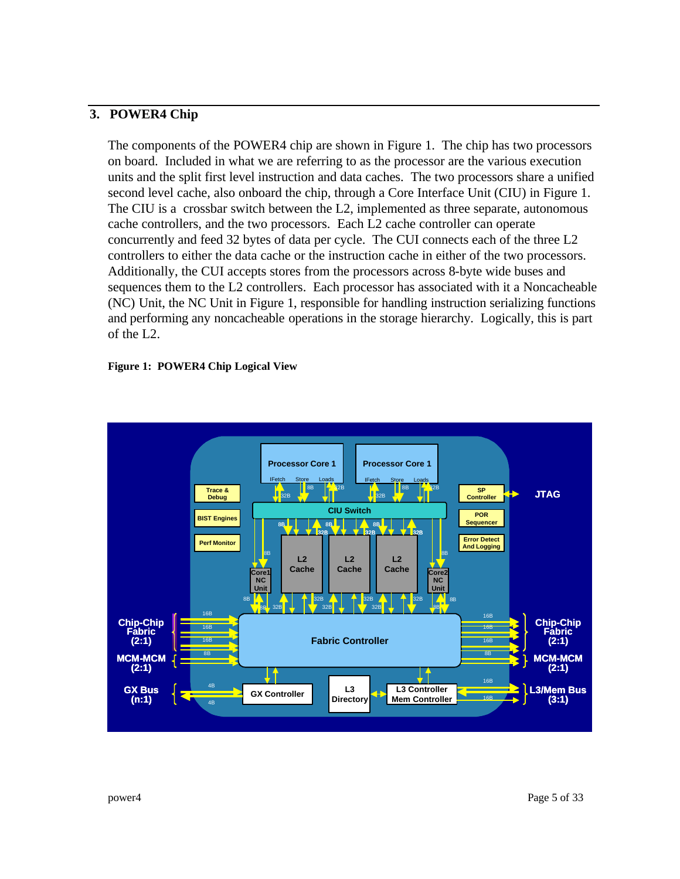## 3. POWER4 Chip

The components of the POWER4 chip are shown in Figure 1. The chip has two processors on board. Included in what we are referring to as the processor are the various execution units and the split first level instruction and data caches. The two processors share a unified second level cache, also onboard the chip, through a Core Interface Unit (CIU) in Figure 1. The CIU is a crossbar switch between the L2, implemented as three separate, autonomous cache controllers, and the two processors. Each L2 cache controller can operate concurrently and feed 32 bytes of data per cycle. The CUI connects each of the three L2 controllers to either the data cache or the instruction cache in either of the two processors. Additionally, the CUI accepts stores from the processors across 8-byte wide buses and sequences them to the L2 controllers. Each processor has associated with it a Noncacheable (NC) Unit, the NC Unit in Figure 1, responsible for handling instruction serializing functions and performing any noncacheable operations in the storage hierarchy. Logically, this is part of the L2.

**Figure 1: POWER4 Chip Logical View**

Processor Core 1
IFetch
Store
Loads
Processor Core 1
IFetch
Store
Loads
8B
32B
32B
8B
32B
32B
Trace & Debug
BIST Engines
Perf Monitor
CIU Switch
SP Controller
JTAG
POR Sequencer
Error Detect And Logging
8B
8B
8B
32B
32B
32B
8B
8B
L2 Cache
L2 Cache
L2 Cache
Core1 NC Unit
Core2 NC Unit
8B
32B
32B
32B
32B
8B
8B
32B
32B
8B
Chip-Chip Fabric (2:1)
16B
16B
16B
MCM-MCM (2:1)
8B
Fabric Controller
16B
16B
16B
8B
Chip-Chip Fabric (2:1)
MCM-MCM (2:1)
GX Bus (n:1)
4B
4B
GX Controller
L3 Directory
L3 Controller Mem Controller
16B
16B
L3/Mem Bus (3:1)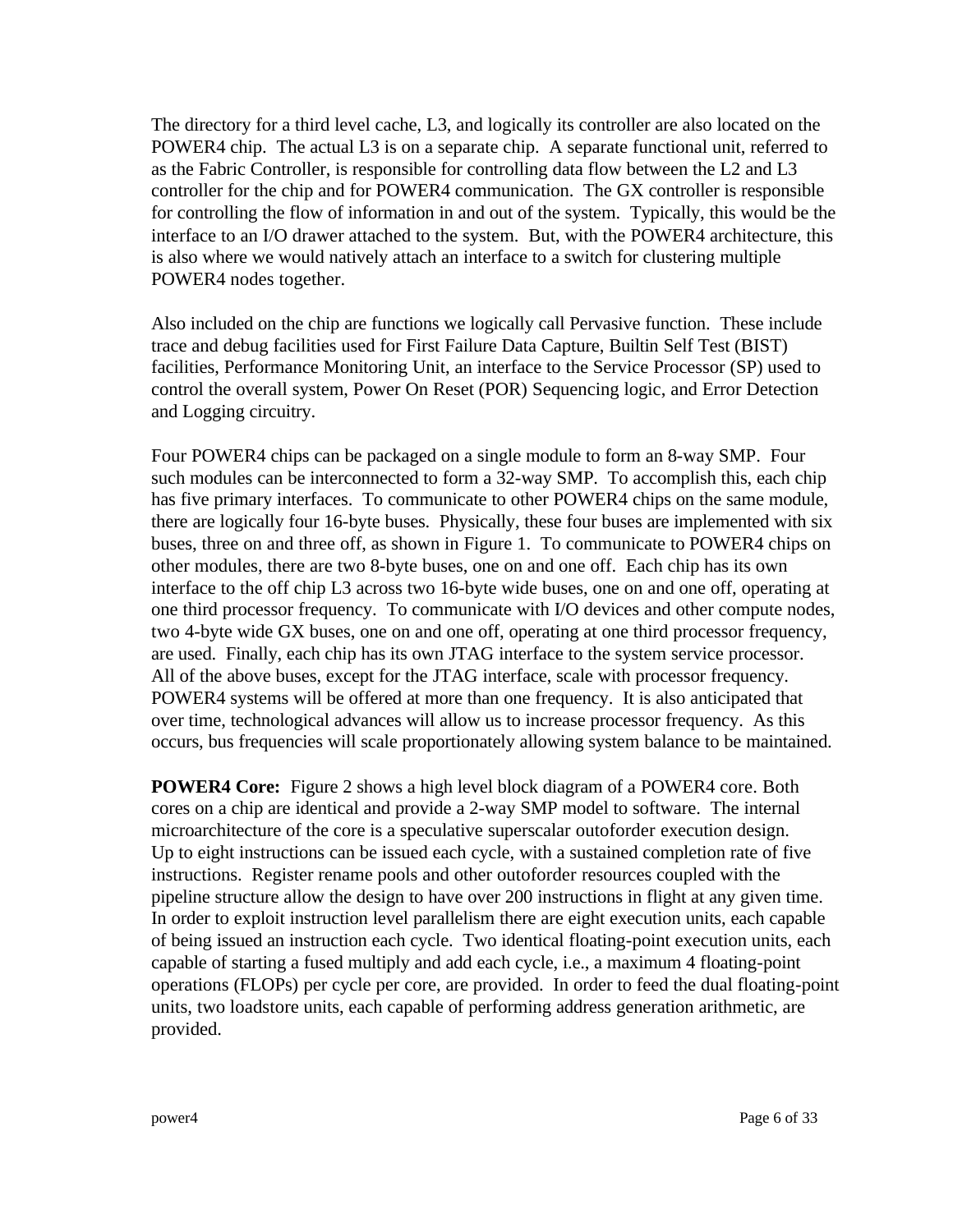The directory for a third level cache, L3, and logically its controller are also located on the POWER4 chip. The actual L3 is on a separate chip. A separate functional unit, referred to as the Fabric Controller, is responsible for controlling data flow between the L2 and L3 controller for the chip and for POWER4 communication. The GX controller is responsible for controlling the flow of information in and out of the system. Typically, this would be the interface to an I/O drawer attached to the system. But, with the POWER4 architecture, this is also where we would natively attach an interface to a switch for clustering multiple POWER4 nodes together.

Also included on the chip are functions we logically call Pervasive function. These include trace and debug facilities used for First Failure Data Capture, Builtin Self Test (BIST) facilities, Performance Monitoring Unit, an interface to the Service Processor (SP) used to control the overall system, Power On Reset (POR) Sequencing logic, and Error Detection and Logging circuitry.

Four POWER4 chips can be packaged on a single module to form an 8-way SMP. Four such modules can be interconnected to form a 32-way SMP. To accomplish this, each chip has five primary interfaces. To communicate to other POWER4 chips on the same module, there are logically four 16-byte buses. Physically, these four buses are implemented with six buses, three on and three off, as shown in Figure 1. To communicate to POWER4 chips on other modules, there are two 8-byte buses, one on and one off. Each chip has its own interface to the off chip L3 across two 16-byte wide buses, one on and one off, operating at one third processor frequency. To communicate with I/O devices and other compute nodes, two 4-byte wide GX buses, one on and one off, operating at one third processor frequency, are used. Finally, each chip has its own JTAG interface to the system service processor. All of the above buses, except for the JTAG interface, scale with processor frequency. POWER4 systems will be offered at more than one frequency. It is also anticipated that over time, technological advances will allow us to increase processor frequency. As this occurs, bus frequencies will scale proportionately allowing system balance to be maintained.

**POWER4 Core:** Figure 2 shows a high level block diagram of a POWER4 core. Both cores on a chip are identical and provide a 2-way SMP model to software. The internal microarchitecture of the core is a speculative superscalar outoforder execution design. Up to eight instructions can be issued each cycle, with a sustained completion rate of five instructions. Register rename pools and other outoforder resources coupled with the pipeline structure allow the design to have over 200 instructions in flight at any given time. In order to exploit instruction level parallelism there are eight execution units, each capable of being issued an instruction each cycle. Two identical floating-point execution units, each capable of starting a fused multiply and add each cycle, i.e., a maximum 4 floating-point operations (FLOPs) per cycle per core, are provided. In order to feed the dual floating-point units, two loadstore units, each capable of performing address generation arithmetic, are provided.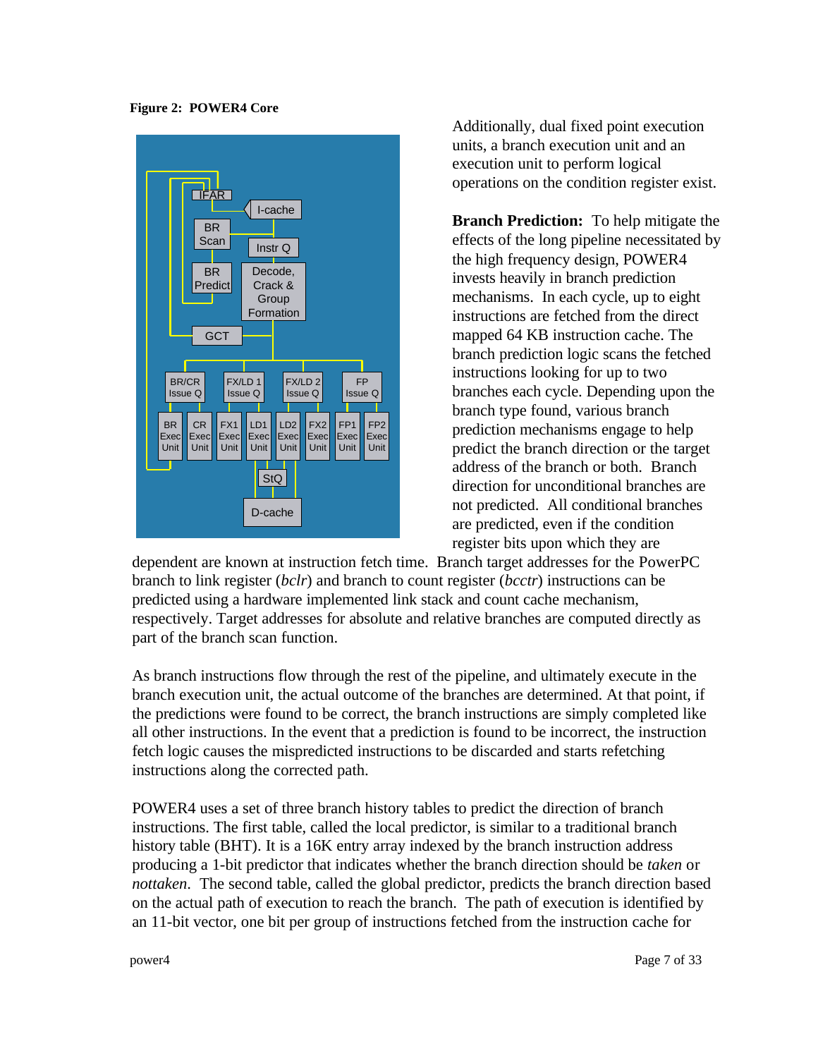**Figure 2: POWER4 Core**

IFAR
I-cache
BR Scan
Instr Q
BR Predict
Decode, Crack & Group Formation
GCT
BR/CR Issue Q
FX/LD 1 Issue Q
FX/LD 2 Issue Q
FP Issue Q
BR Exec Unit
CR Exec Unit
FX1 Exec Unit
LD1 Exec Unit
LD2 Exec Unit
FX2 Exec Unit
FP1 Exec Unit
FP2 Exec Unit
StQ
D-cache

Additionally, dual fixed point execution units, a branch execution unit and an execution unit to perform logical operations on the condition register exist.

**Branch Prediction:** To help mitigate the effects of the long pipeline necessitated by the high frequency design, POWER4 invests heavily in branch prediction mechanisms. In each cycle, up to eight instructions are fetched from the direct mapped 64 KB instruction cache. The branch prediction logic scans the fetched instructions looking for up to two branches each cycle. Depending upon the branch type found, various branch prediction mechanisms engage to help predict the branch direction or the target address of the branch or both. Branch direction for unconditional branches are not predicted. All conditional branches are predicted, even if the condition register bits upon which they are dependent are known at instruction fetch time. Branch target addresses for the PowerPC branch to link register (*bclr*) and branch to count register (*bcctr*) instructions can be predicted using a hardware implemented link stack and count cache mechanism, respectively. Target addresses for absolute and relative branches are computed directly as part of the branch scan function.

As branch instructions flow through the rest of the pipeline, and ultimately execute in the branch execution unit, the actual outcome of the branches are determined. At that point, if the predictions were found to be correct, the branch instructions are simply completed like all other instructions. In the event that a prediction is found to be incorrect, the instruction fetch logic causes the mispredicted instructions to be discarded and starts refetching instructions along the corrected path.

POWER4 uses a set of three branch history tables to predict the direction of branch instructions. The first table, called the local predictor, is similar to a traditional branch history table (BHT). It is a 16K entry array indexed by the branch instruction address producing a 1-bit predictor that indicates whether the branch direction should be *taken* or *nottaken*. The second table, called the global predictor, predicts the branch direction based on the actual path of execution to reach the branch. The path of execution is identified by an 11-bit vector, one bit per group of instructions fetched from the instruction cache for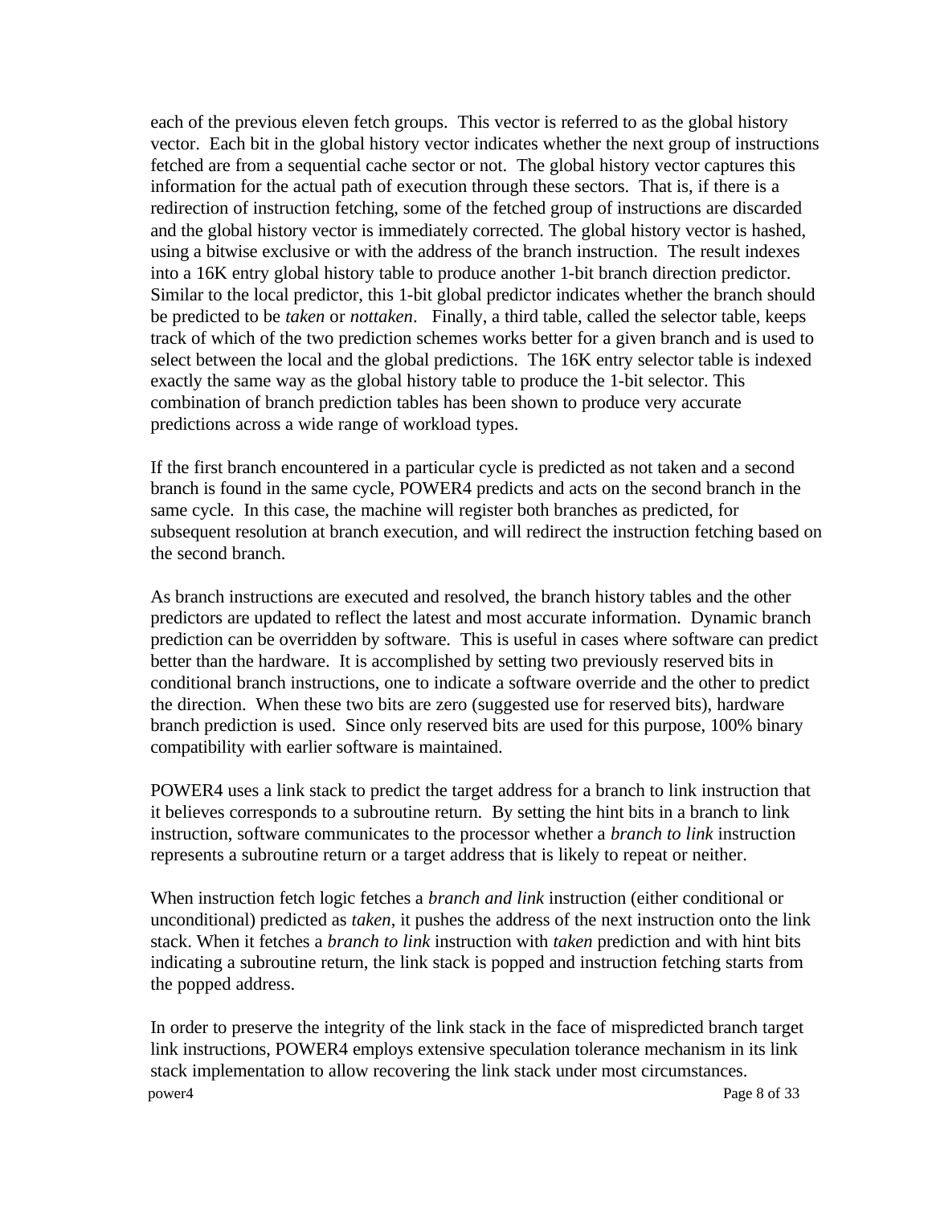each of the previous eleven fetch groups. This vector is referred to as the global history vector. Each bit in the global history vector indicates whether the next group of instructions fetched are from a sequential cache sector or not. The global history vector captures this information for the actual path of execution through these sectors. That is, if there is a redirection of instruction fetching, some of the fetched group of instructions are discarded and the global history vector is immediately corrected. The global history vector is hashed, using a bitwise exclusive or with the address of the branch instruction. The result indexes into a 16K entry global history table to produce another 1-bit branch direction predictor. Similar to the local predictor, this 1-bit global predictor indicates whether the branch should be predicted to be *taken* or *nottaken*. Finally, a third table, called the selector table, keeps track of which of the two prediction schemes works better for a given branch and is used to select between the local and the global predictions. The 16K entry selector table is indexed exactly the same way as the global history table to produce the 1-bit selector. This combination of branch prediction tables has been shown to produce very accurate predictions across a wide range of workload types.

If the first branch encountered in a particular cycle is predicted as not taken and a second branch is found in the same cycle, POWER4 predicts and acts on the second branch in the same cycle. In this case, the machine will register both branches as predicted, for subsequent resolution at branch execution, and will redirect the instruction fetching based on the second branch.

As branch instructions are executed and resolved, the branch history tables and the other predictors are updated to reflect the latest and most accurate information. Dynamic branch prediction can be overridden by software. This is useful in cases where software can predict better than the hardware. It is accomplished by setting two previously reserved bits in conditional branch instructions, one to indicate a software override and the other to predict the direction. When these two bits are zero (suggested use for reserved bits), hardware branch prediction is used. Since only reserved bits are used for this purpose, 100% binary compatibility with earlier software is maintained.

POWER4 uses a link stack to predict the target address for a branch to link instruction that it believes corresponds to a subroutine return. By setting the hint bits in a branch to link instruction, software communicates to the processor whether a *branch to link* instruction represents a subroutine return or a target address that is likely to repeat or neither.

When instruction fetch logic fetches a *branch and link* instruction (either conditional or unconditional) predicted as *taken*, it pushes the address of the next instruction onto the link stack. When it fetches a *branch to link* instruction with *taken* prediction and with hint bits indicating a subroutine return, the link stack is popped and instruction fetching starts from the popped address.

In order to preserve the integrity of the link stack in the face of mispredicted branch target link instructions, POWER4 employs extensive speculation tolerance mechanism in its link stack implementation to allow recovering the link stack under most circumstances.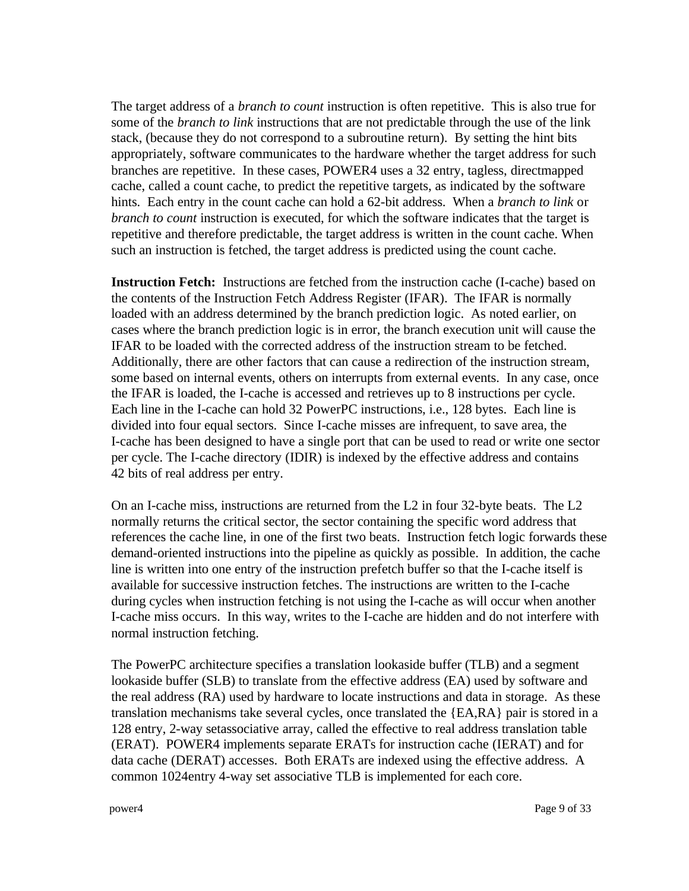The target address of a *branch to count* instruction is often repetitive. This is also true for some of the *branch to link* instructions that are not predictable through the use of the link stack, (because they do not correspond to a subroutine return). By setting the hint bits appropriately, software communicates to the hardware whether the target address for such branches are repetitive. In these cases, POWER4 uses a 32 entry, tagless, directmapped cache, called a count cache, to predict the repetitive targets, as indicated by the software hints. Each entry in the count cache can hold a 62-bit address. When a *branch to link* or *branch to count* instruction is executed, for which the software indicates that the target is repetitive and therefore predictable, the target address is written in the count cache. When such an instruction is fetched, the target address is predicted using the count cache.

**Instruction Fetch:** Instructions are fetched from the instruction cache (I-cache) based on the contents of the Instruction Fetch Address Register (IFAR). The IFAR is normally loaded with an address determined by the branch prediction logic. As noted earlier, on cases where the branch prediction logic is in error, the branch execution unit will cause the IFAR to be loaded with the corrected address of the instruction stream to be fetched. Additionally, there are other factors that can cause a redirection of the instruction stream, some based on internal events, others on interrupts from external events. In any case, once the IFAR is loaded, the I-cache is accessed and retrieves up to 8 instructions per cycle. Each line in the I-cache can hold 32 PowerPC instructions, i.e., 128 bytes. Each line is divided into four equal sectors. Since I-cache misses are infrequent, to save area, the I-cache has been designed to have a single port that can be used to read or write one sector per cycle. The I-cache directory (IDIR) is indexed by the effective address and contains 42 bits of real address per entry.

On an I-cache miss, instructions are returned from the L2 in four 32-byte beats. The L2 normally returns the critical sector, the sector containing the specific word address that references the cache line, in one of the first two beats. Instruction fetch logic forwards these demand-oriented instructions into the pipeline as quickly as possible. In addition, the cache line is written into one entry of the instruction prefetch buffer so that the I-cache itself is available for successive instruction fetches. The instructions are written to the I-cache during cycles when instruction fetching is not using the I-cache as will occur when another I-cache miss occurs. In this way, writes to the I-cache are hidden and do not interfere with normal instruction fetching.

The PowerPC architecture specifies a translation lookaside buffer (TLB) and a segment lookaside buffer (SLB) to translate from the effective address (EA) used by software and the real address (RA) used by hardware to locate instructions and data in storage. As these translation mechanisms take several cycles, once translated the {EA,RA} pair is stored in a 128 entry, 2-way setassociative array, called the effective to real address translation table (ERAT). POWER4 implements separate ERATs for instruction cache (IERAT) and for data cache (DERAT) accesses. Both ERATs are indexed using the effective address. A common 1024entry 4-way set associative TLB is implemented for each core.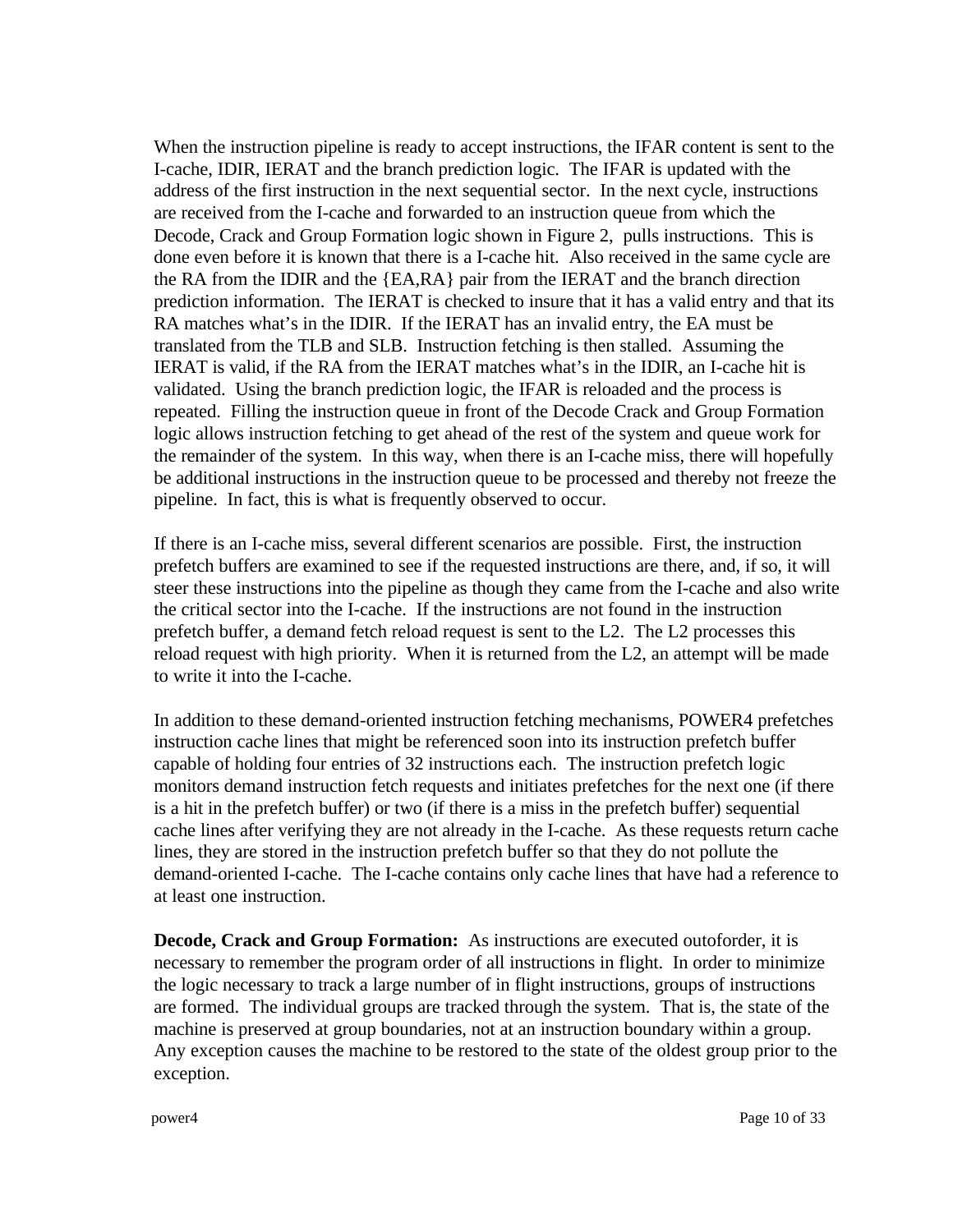When the instruction pipeline is ready to accept instructions, the IFAR content is sent to the I-cache, IDIR, IERAT and the branch prediction logic. The IFAR is updated with the address of the first instruction in the next sequential sector. In the next cycle, instructions are received from the I-cache and forwarded to an instruction queue from which the Decode, Crack and Group Formation logic shown in Figure 2, pulls instructions. This is done even before it is known that there is a I-cache hit. Also received in the same cycle are the RA from the IDIR and the {EA,RA} pair from the IERAT and the branch direction prediction information. The IERAT is checked to insure that it has a valid entry and that its RA matches what's in the IDIR. If the IERAT has an invalid entry, the EA must be translated from the TLB and SLB. Instruction fetching is then stalled. Assuming the IERAT is valid, if the RA from the IERAT matches what's in the IDIR, an I-cache hit is validated. Using the branch prediction logic, the IFAR is reloaded and the process is repeated. Filling the instruction queue in front of the Decode Crack and Group Formation logic allows instruction fetching to get ahead of the rest of the system and queue work for the remainder of the system. In this way, when there is an I-cache miss, there will hopefully be additional instructions in the instruction queue to be processed and thereby not freeze the pipeline. In fact, this is what is frequently observed to occur.

If there is an I-cache miss, several different scenarios are possible. First, the instruction prefetch buffers are examined to see if the requested instructions are there, and, if so, it will steer these instructions into the pipeline as though they came from the I-cache and also write the critical sector into the I-cache. If the instructions are not found in the instruction prefetch buffer, a demand fetch reload request is sent to the L2. The L2 processes this reload request with high priority. When it is returned from the L2, an attempt will be made to write it into the I-cache.

In addition to these demand-oriented instruction fetching mechanisms, POWER4 prefetches instruction cache lines that might be referenced soon into its instruction prefetch buffer capable of holding four entries of 32 instructions each. The instruction prefetch logic monitors demand instruction fetch requests and initiates prefetches for the next one (if there is a hit in the prefetch buffer) or two (if there is a miss in the prefetch buffer) sequential cache lines after verifying they are not already in the I-cache. As these requests return cache lines, they are stored in the instruction prefetch buffer so that they do not pollute the demand-oriented I-cache. The I-cache contains only cache lines that have had a reference to at least one instruction.

**Decode, Crack and Group Formation:** As instructions are executed outoforder, it is necessary to remember the program order of all instructions in flight. In order to minimize the logic necessary to track a large number of in flight instructions, groups of instructions are formed. The individual groups are tracked through the system. That is, the state of the machine is preserved at group boundaries, not at an instruction boundary within a group. Any exception causes the machine to be restored to the state of the oldest group prior to the exception.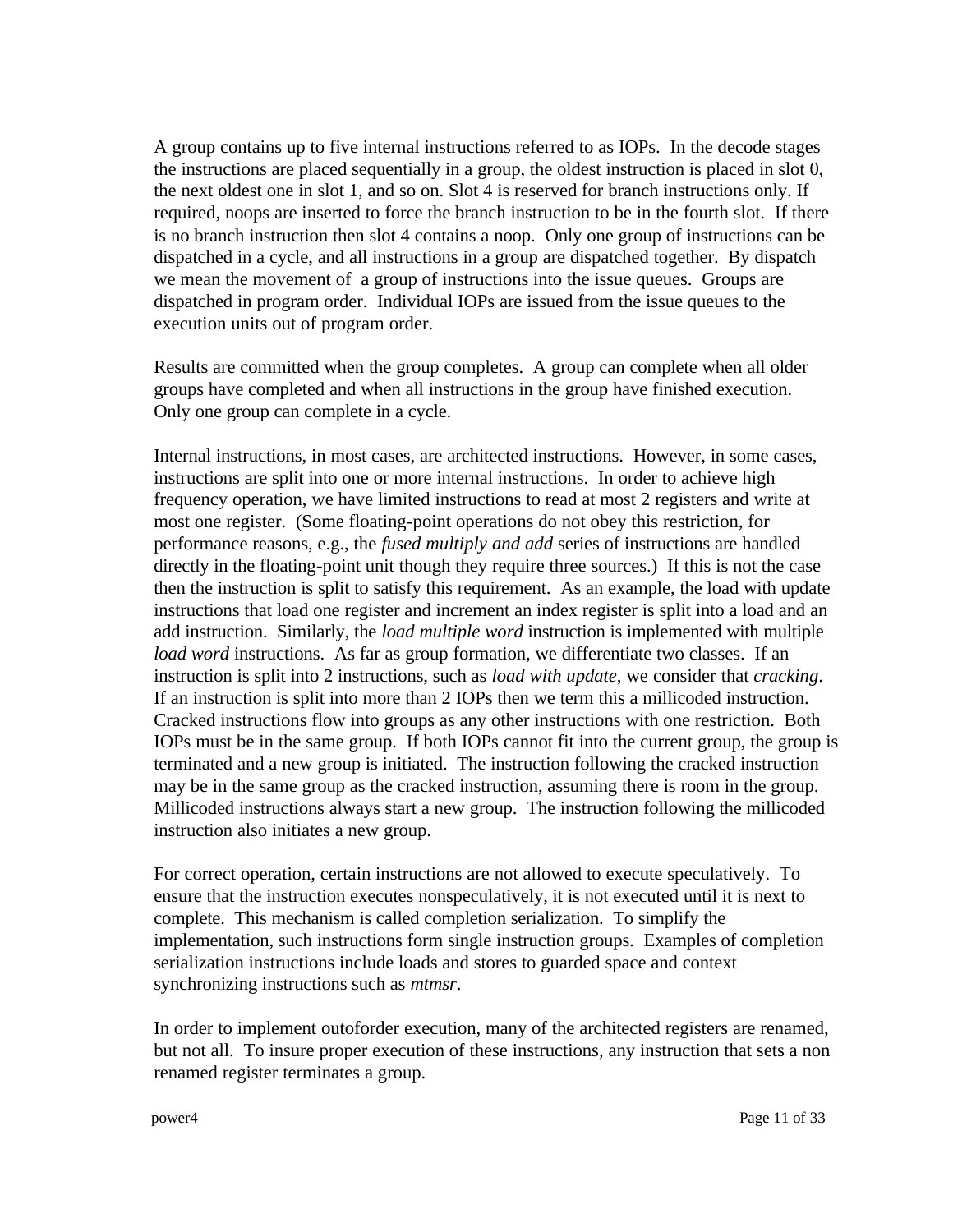A group contains up to five internal instructions referred to as IOPs. In the decode stages the instructions are placed sequentially in a group, the oldest instruction is placed in slot 0, the next oldest one in slot 1, and so on. Slot 4 is reserved for branch instructions only. If required, noops are inserted to force the branch instruction to be in the fourth slot. If there is no branch instruction then slot 4 contains a noop. Only one group of instructions can be dispatched in a cycle, and all instructions in a group are dispatched together. By dispatch we mean the movement of a group of instructions into the issue queues. Groups are dispatched in program order. Individual IOPs are issued from the issue queues to the execution units out of program order.

Results are committed when the group completes. A group can complete when all older groups have completed and when all instructions in the group have finished execution. Only one group can complete in a cycle.

Internal instructions, in most cases, are architected instructions. However, in some cases, instructions are split into one or more internal instructions. In order to achieve high frequency operation, we have limited instructions to read at most 2 registers and write at most one register. (Some floating-point operations do not obey this restriction, for performance reasons, e.g., the *fused multiply and add* series of instructions are handled directly in the floating-point unit though they require three sources.) If this is not the case then the instruction is split to satisfy this requirement. As an example, the load with update instructions that load one register and increment an index register is split into a load and an add instruction. Similarly, the *load multiple word* instruction is implemented with multiple *load word* instructions. As far as group formation, we differentiate two classes. If an instruction is split into 2 instructions, such as *load with update*, we consider that *cracking*. If an instruction is split into more than 2 IOPs then we term this a millicoded instruction. Cracked instructions flow into groups as any other instructions with one restriction. Both IOPs must be in the same group. If both IOPs cannot fit into the current group, the group is terminated and a new group is initiated. The instruction following the cracked instruction may be in the same group as the cracked instruction, assuming there is room in the group. Millicoded instructions always start a new group. The instruction following the millicoded instruction also initiates a new group.

For correct operation, certain instructions are not allowed to execute speculatively. To ensure that the instruction executes nonspeculatively, it is not executed until it is next to complete. This mechanism is called completion serialization. To simplify the implementation, such instructions form single instruction groups. Examples of completion serialization instructions include loads and stores to guarded space and context synchronizing instructions such as *mtmsr*.

In order to implement outoforder execution, many of the architected registers are renamed, but not all. To insure proper execution of these instructions, any instruction that sets a non renamed register terminates a group.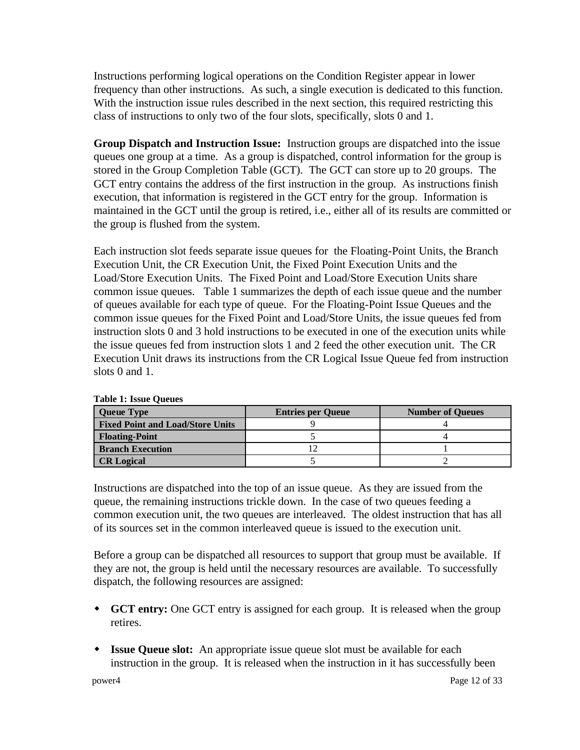Instructions performing logical operations on the Condition Register appear in lower frequency than other instructions. As such, a single execution is dedicated to this function. With the instruction issue rules described in the next section, this required restricting this class of instructions to only two of the four slots, specifically, slots 0 and 1.

**Group Dispatch and Instruction Issue:** Instruction groups are dispatched into the issue queues one group at a time. As a group is dispatched, control information for the group is stored in the Group Completion Table (GCT). The GCT can store up to 20 groups. The GCT entry contains the address of the first instruction in the group. As instructions finish execution, that information is registered in the GCT entry for the group. Information is maintained in the GCT until the group is retired, i.e., either all of its results are committed or the group is flushed from the system.

Each instruction slot feeds separate issue queues for the Floating-Point Units, the Branch Execution Unit, the CR Execution Unit, the Fixed Point Execution Units and the Load/Store Execution Units. The Fixed Point and Load/Store Execution Units share common issue queues. Table 1 summarizes the depth of each issue queue and the number of queues available for each type of queue. For the Floating-Point Issue Queues and the common issue queues for the Fixed Point and Load/Store Units, the issue queues fed from instruction slots 0 and 3 hold instructions to be executed in one of the execution units while the issue queues fed from instruction slots 1 and 2 feed the other execution unit. The CR Execution Unit draws its instructions from the CR Logical Issue Queue fed from instruction slots 0 and 1.

**Table 1: Issue Queues**

| Queue Type | Entries per Queue | Number of Queues |
| --- | --- | --- |
| **Fixed Point and Load/Store Units** | 9 | 4 |
| **Floating-Point** | 5 | 4 |
| **Branch Execution** | 12 | 1 |
| **CR Logical** | 5 | 2 |

Instructions are dispatched into the top of an issue queue. As they are issued from the queue, the remaining instructions trickle down. In the case of two queues feeding a common execution unit, the two queues are interleaved. The oldest instruction that has all of its sources set in the common interleaved queue is issued to the execution unit.

Before a group can be dispatched all resources to support that group must be available. If they are not, the group is held until the necessary resources are available. To successfully dispatch, the following resources are assigned:

- **GCT entry:** One GCT entry is assigned for each group. It is released when the group retires.
- **Issue Queue slot:** An appropriate issue queue slot must be available for each instruction in the group. It is released when the instruction in it has successfully been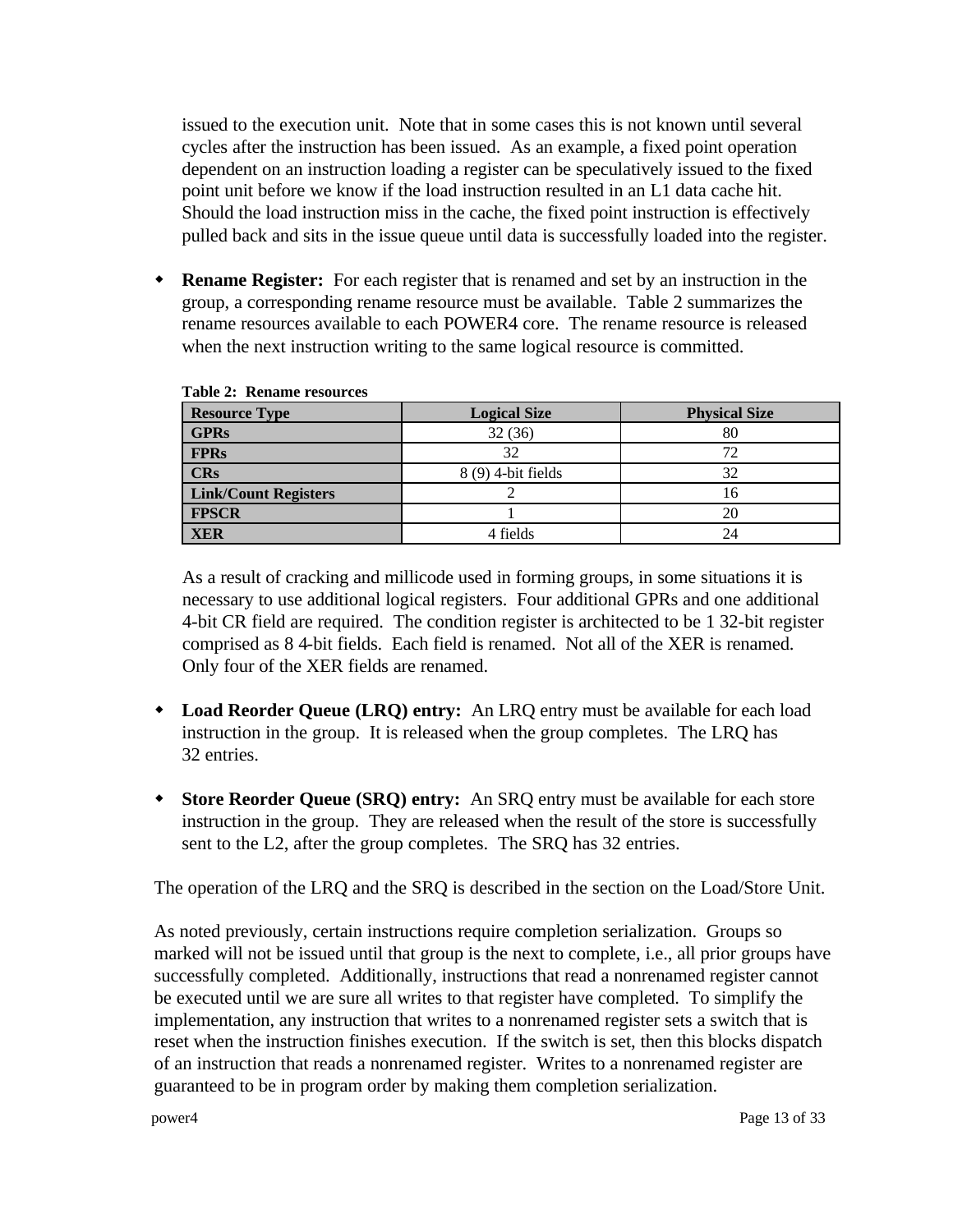issued to the execution unit. Note that in some cases this is not known until several cycles after the instruction has been issued. As an example, a fixed point operation dependent on an instruction loading a register can be speculatively issued to the fixed point unit before we know if the load instruction resulted in an L1 data cache hit. Should the load instruction miss in the cache, the fixed point instruction is effectively pulled back and sits in the issue queue until data is successfully loaded into the register.

- **Rename Register:** For each register that is renamed and set by an instruction in the group, a corresponding rename resource must be available. Table 2 summarizes the rename resources available to each POWER4 core. The rename resource is released when the next instruction writing to the same logical resource is committed.

**Table 2: Rename resources**

| Resource Type | Logical Size | Physical Size |
|---|---|---|
| **GPRs** | 32 (36) | 80 |
| **FPRs** | 32 | 72 |
| **CRs** | 8 (9) 4-bit fields | 32 |
| **Link/Count Registers** | 2 | 16 |
| **FPSCR** | 1 | 20 |
| **XER** | 4 fields | 24 |

As a result of cracking and millicode used in forming groups, in some situations it is necessary to use additional logical registers. Four additional GPRs and one additional 4-bit CR field are required. The condition register is architected to be 1 32-bit register comprised as 8 4-bit fields. Each field is renamed. Not all of the XER is renamed. Only four of the XER fields are renamed.

- **Load Reorder Queue (LRQ) entry:** An LRQ entry must be available for each load instruction in the group. It is released when the group completes. The LRQ has 32 entries.

- **Store Reorder Queue (SRQ) entry:** An SRQ entry must be available for each store instruction in the group. They are released when the result of the store is successfully sent to the L2, after the group completes. The SRQ has 32 entries.

The operation of the LRQ and the SRQ is described in the section on the Load/Store Unit.

As noted previously, certain instructions require completion serialization. Groups so marked will not be issued until that group is the next to complete, i.e., all prior groups have successfully completed. Additionally, instructions that read a nonrenamed register cannot be executed until we are sure all writes to that register have completed. To simplify the implementation, any instruction that writes to a nonrenamed register sets a switch that is reset when the instruction finishes execution. If the switch is set, then this blocks dispatch of an instruction that reads a nonrenamed register. Writes to a nonrenamed register are guaranteed to be in program order by making them completion serialization.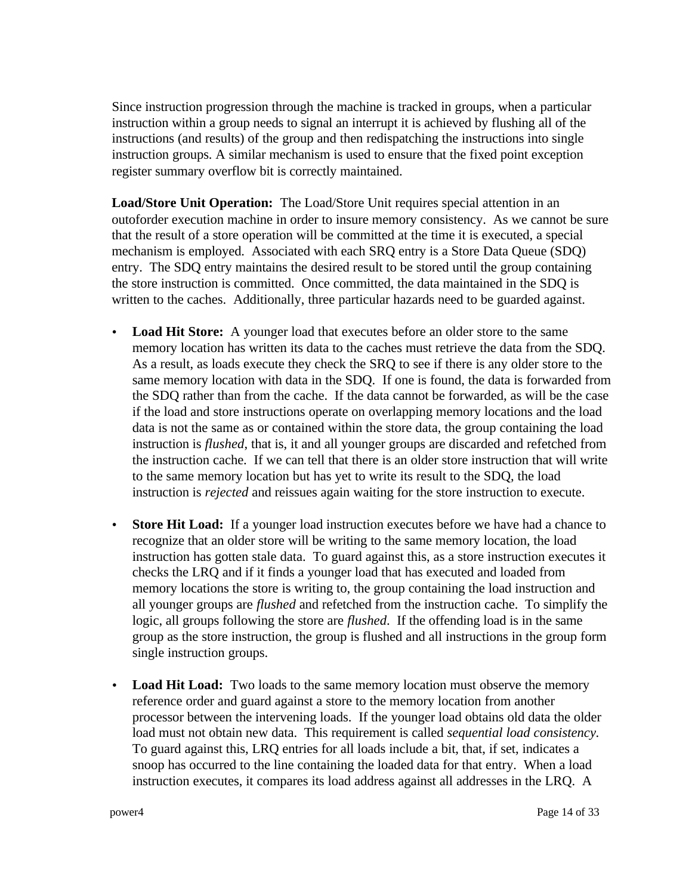Since instruction progression through the machine is tracked in groups, when a particular instruction within a group needs to signal an interrupt it is achieved by flushing all of the instructions (and results) of the group and then redispatching the instructions into single instruction groups. A similar mechanism is used to ensure that the fixed point exception register summary overflow bit is correctly maintained.

**Load/Store Unit Operation:** The Load/Store Unit requires special attention in an outoforder execution machine in order to insure memory consistency. As we cannot be sure that the result of a store operation will be committed at the time it is executed, a special mechanism is employed. Associated with each SRQ entry is a Store Data Queue (SDQ) entry. The SDQ entry maintains the desired result to be stored until the group containing the store instruction is committed. Once committed, the data maintained in the SDQ is written to the caches. Additionally, three particular hazards need to be guarded against.

- **Load Hit Store:** A younger load that executes before an older store to the same memory location has written its data to the caches must retrieve the data from the SDQ. As a result, as loads execute they check the SRQ to see if there is any older store to the same memory location with data in the SDQ. If one is found, the data is forwarded from the SDQ rather than from the cache. If the data cannot be forwarded, as will be the case if the load and store instructions operate on overlapping memory locations and the load data is not the same as or contained within the store data, the group containing the load instruction is *flushed*, that is, it and all younger groups are discarded and refetched from the instruction cache. If we can tell that there is an older store instruction that will write to the same memory location but has yet to write its result to the SDQ, the load instruction is *rejected* and reissues again waiting for the store instruction to execute.

- **Store Hit Load:** If a younger load instruction executes before we have had a chance to recognize that an older store will be writing to the same memory location, the load instruction has gotten stale data. To guard against this, as a store instruction executes it checks the LRQ and if it finds a younger load that has executed and loaded from memory locations the store is writing to, the group containing the load instruction and all younger groups are *flushed* and refetched from the instruction cache. To simplify the logic, all groups following the store are *flushed*. If the offending load is in the same group as the store instruction, the group is flushed and all instructions in the group form single instruction groups.

- **Load Hit Load:** Two loads to the same memory location must observe the memory reference order and guard against a store to the memory location from another processor between the intervening loads. If the younger load obtains old data the older load must not obtain new data. This requirement is called *sequential load consistency.* To guard against this, LRQ entries for all loads include a bit, that, if set, indicates a snoop has occurred to the line containing the loaded data for that entry. When a load instruction executes, it compares its load address against all addresses in the LRQ. A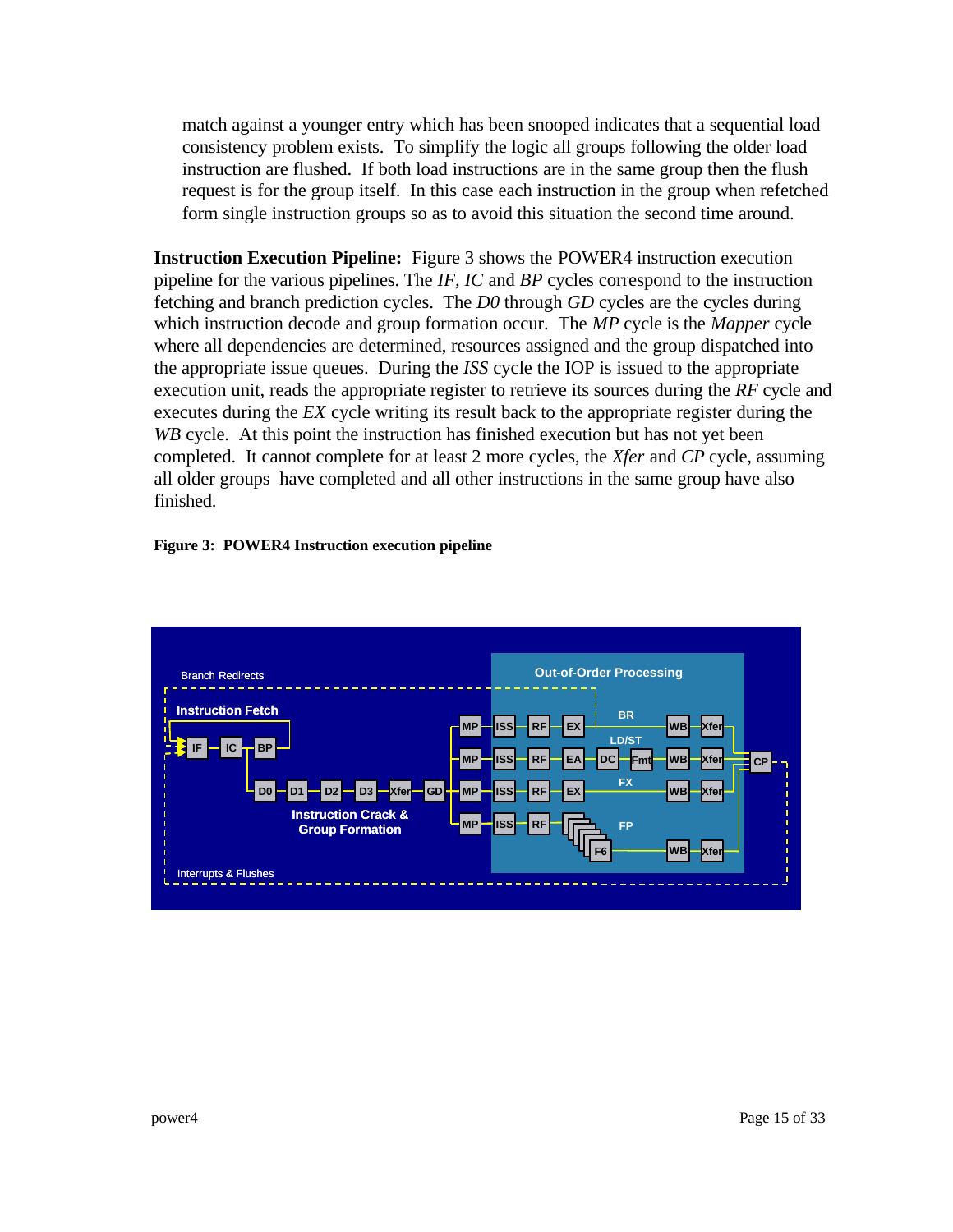match against a younger entry which has been snooped indicates that a sequential load consistency problem exists. To simplify the logic all groups following the older load instruction are flushed. If both load instructions are in the same group then the flush request is for the group itself. In this case each instruction in the group when refetched form single instruction groups so as to avoid this situation the second time around.

**Instruction Execution Pipeline:** Figure 3 shows the POWER4 instruction execution pipeline for the various pipelines. The *IF*, *IC* and *BP* cycles correspond to the instruction fetching and branch prediction cycles. The *D0* through *GD* cycles are the cycles during which instruction decode and group formation occur. The *MP* cycle is the *Mapper* cycle where all dependencies are determined, resources assigned and the group dispatched into the appropriate issue queues. During the *ISS* cycle the IOP is issued to the appropriate execution unit, reads the appropriate register to retrieve its sources during the *RF* cycle and executes during the *EX* cycle writing its result back to the appropriate register during the *WB* cycle. At this point the instruction has finished execution but has not yet been completed. It cannot complete for at least 2 more cycles, the *Xfer* and *CP* cycle, assuming all older groups have completed and all other instructions in the same group have also finished.

**Figure 3: POWER4 Instruction execution pipeline**

Branch Redirects
Out-of-Order Processing
Instruction Fetch
IF IC BP
D0 D1 D2 D3 Xfer GD
Instruction Crack & Group Formation
MP ISS RF EX BR WB Xfer
MP ISS RF EA DC Fmt LD/ST WB Xfer
MP ISS RF EX FX WB Xfer
MP ISS RF F6 FP WB Xfer
CP
Interrupts & Flushes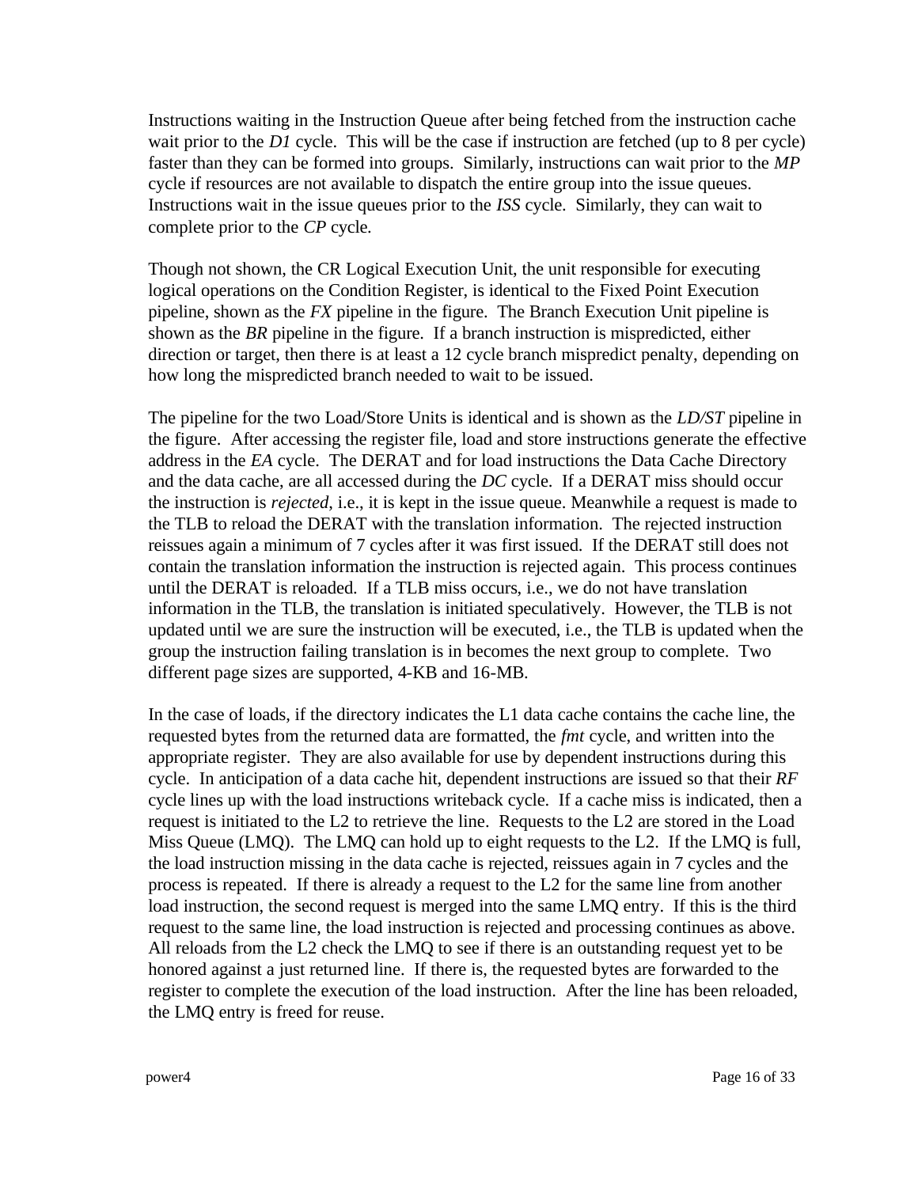Instructions waiting in the Instruction Queue after being fetched from the instruction cache wait prior to the *D1* cycle. This will be the case if instruction are fetched (up to 8 per cycle) faster than they can be formed into groups. Similarly, instructions can wait prior to the *MP* cycle if resources are not available to dispatch the entire group into the issue queues. Instructions wait in the issue queues prior to the *ISS* cycle. Similarly, they can wait to complete prior to the *CP* cycle.

Though not shown, the CR Logical Execution Unit, the unit responsible for executing logical operations on the Condition Register, is identical to the Fixed Point Execution pipeline, shown as the *FX* pipeline in the figure. The Branch Execution Unit pipeline is shown as the *BR* pipeline in the figure. If a branch instruction is mispredicted, either direction or target, then there is at least a 12 cycle branch mispredict penalty, depending on how long the mispredicted branch needed to wait to be issued.

The pipeline for the two Load/Store Units is identical and is shown as the *LD/ST* pipeline in the figure. After accessing the register file, load and store instructions generate the effective address in the *EA* cycle. The DERAT and for load instructions the Data Cache Directory and the data cache, are all accessed during the *DC* cycle. If a DERAT miss should occur the instruction is *rejected*, i.e., it is kept in the issue queue. Meanwhile a request is made to the TLB to reload the DERAT with the translation information. The rejected instruction reissues again a minimum of 7 cycles after it was first issued. If the DERAT still does not contain the translation information the instruction is rejected again. This process continues until the DERAT is reloaded. If a TLB miss occurs, i.e., we do not have translation information in the TLB, the translation is initiated speculatively. However, the TLB is not updated until we are sure the instruction will be executed, i.e., the TLB is updated when the group the instruction failing translation is in becomes the next group to complete. Two different page sizes are supported, 4-KB and 16-MB.

In the case of loads, if the directory indicates the L1 data cache contains the cache line, the requested bytes from the returned data are formatted, the *fmt* cycle, and written into the appropriate register. They are also available for use by dependent instructions during this cycle. In anticipation of a data cache hit, dependent instructions are issued so that their *RF* cycle lines up with the load instructions writeback cycle. If a cache miss is indicated, then a request is initiated to the L2 to retrieve the line. Requests to the L2 are stored in the Load Miss Queue (LMQ). The LMQ can hold up to eight requests to the L2. If the LMQ is full, the load instruction missing in the data cache is rejected, reissues again in 7 cycles and the process is repeated. If there is already a request to the L2 for the same line from another load instruction, the second request is merged into the same LMQ entry. If this is the third request to the same line, the load instruction is rejected and processing continues as above. All reloads from the L2 check the LMQ to see if there is an outstanding request yet to be honored against a just returned line. If there is, the requested bytes are forwarded to the register to complete the execution of the load instruction. After the line has been reloaded, the LMQ entry is freed for reuse.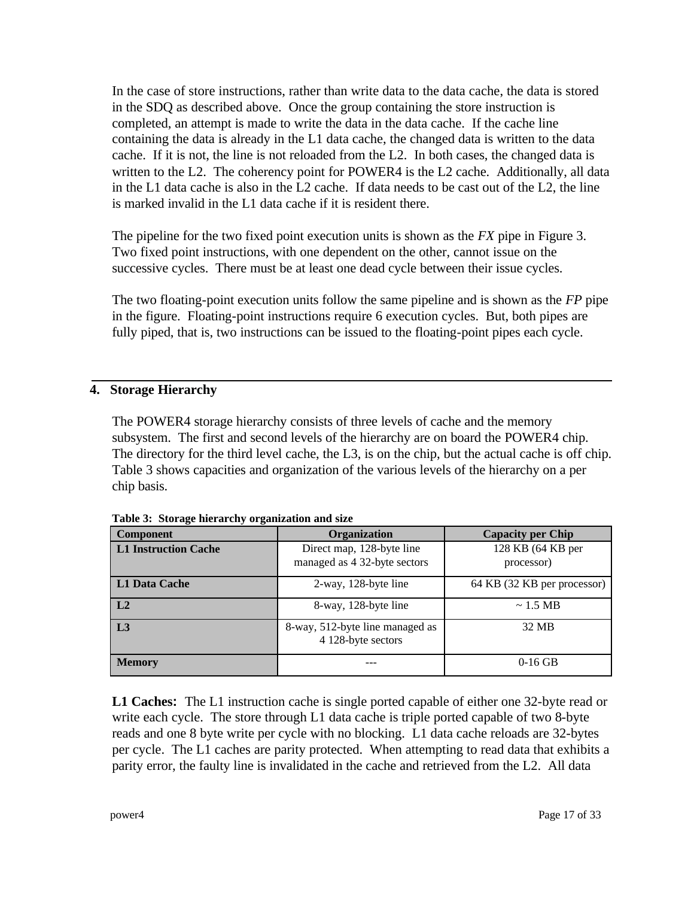In the case of store instructions, rather than write data to the data cache, the data is stored in the SDQ as described above. Once the group containing the store instruction is completed, an attempt is made to write the data in the data cache. If the cache line containing the data is already in the L1 data cache, the changed data is written to the data cache. If it is not, the line is not reloaded from the L2. In both cases, the changed data is written to the L2. The coherency point for POWER4 is the L2 cache. Additionally, all data in the L1 data cache is also in the L2 cache. If data needs to be cast out of the L2, the line is marked invalid in the L1 data cache if it is resident there.

The pipeline for the two fixed point execution units is shown as the *FX* pipe in Figure 3. Two fixed point instructions, with one dependent on the other, cannot issue on the successive cycles. There must be at least one dead cycle between their issue cycles.

The two floating-point execution units follow the same pipeline and is shown as the *FP* pipe in the figure. Floating-point instructions require 6 execution cycles. But, both pipes are fully piped, that is, two instructions can be issued to the floating-point pipes each cycle.

## 4. Storage Hierarchy

The POWER4 storage hierarchy consists of three levels of cache and the memory subsystem. The first and second levels of the hierarchy are on board the POWER4 chip. The directory for the third level cache, the L3, is on the chip, but the actual cache is off chip. Table 3 shows capacities and organization of the various levels of the hierarchy on a per chip basis.

**Table 3: Storage hierarchy organization and size**

| Component | Organization | Capacity per Chip |
|---|---|---|
| **L1 Instruction Cache** | Direct map, 128-byte line managed as 4 32-byte sectors | 128 KB (64 KB per processor) |
| **L1 Data Cache** | 2-way, 128-byte line | 64 KB (32 KB per processor) |
| **L2** | 8-way, 128-byte line | ~ 1.5 MB |
| **L3** | 8-way, 512-byte line managed as 4 128-byte sectors | 32 MB |
| **Memory** | --- | 0-16 GB |

**L1 Caches:** The L1 instruction cache is single ported capable of either one 32-byte read or write each cycle. The store through L1 data cache is triple ported capable of two 8-byte reads and one 8 byte write per cycle with no blocking. L1 data cache reloads are 32-bytes per cycle. The L1 caches are parity protected. When attempting to read data that exhibits a parity error, the faulty line is invalidated in the cache and retrieved from the L2. All data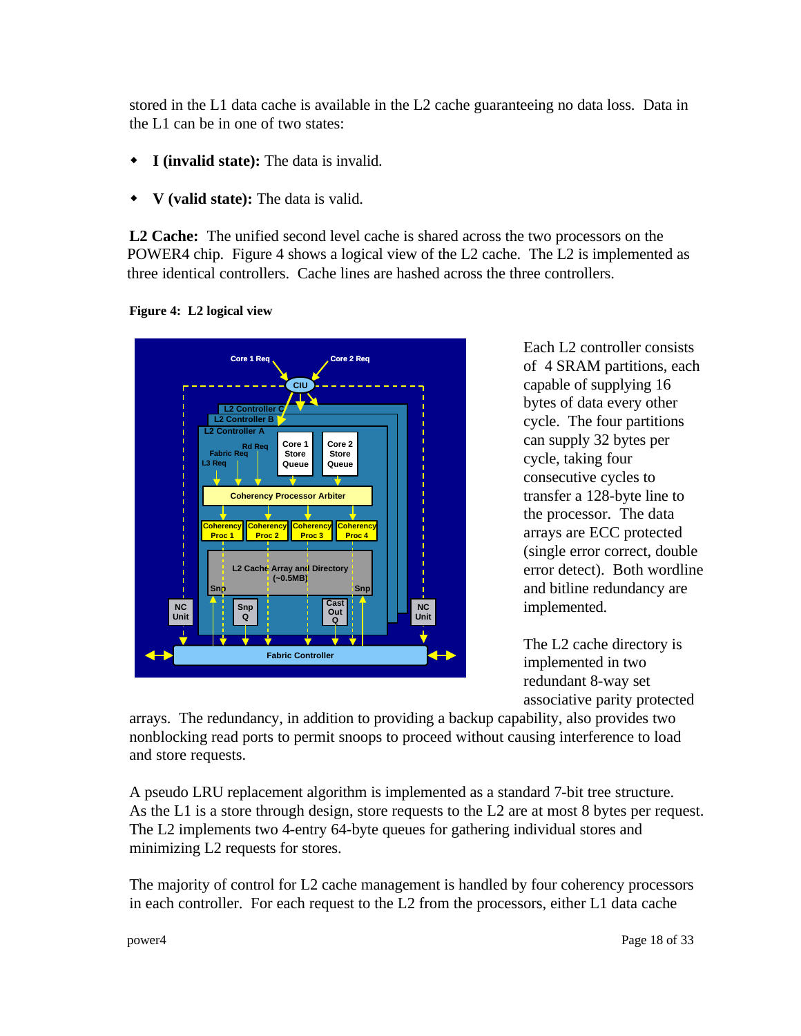stored in the L1 data cache is available in the L2 cache guaranteeing no data loss. Data in the L1 can be in one of two states:

- **I (invalid state):** The data is invalid.
- **V (valid state):** The data is valid.

**L2 Cache:** The unified second level cache is shared across the two processors on the POWER4 chip. Figure 4 shows a logical view of the L2 cache. The L2 is implemented as three identical controllers. Cache lines are hashed across the three controllers.

**Figure 4: L2 logical view**

Core 1 Req
Core 2 Req
CIU
L2 Controller C
L2 Controller B
L2 Controller A
Rd Req
Fabric Req
L3 Req
Core 1 Store Queue
Core 2 Store Queue
Coherency Processor Arbiter
Coherency Proc 1
Coherency Proc 2
Coherency Proc 3
Coherency Proc 4
L2 Cache Array and Directory (~0.5MB)
Snp
Snp
NC Unit
Snp Q
Cast Out Q
NC Unit
Fabric Controller

Each L2 controller consists of 4 SRAM partitions, each capable of supplying 16 bytes of data every other cycle. The four partitions can supply 32 bytes per cycle, taking four consecutive cycles to transfer a 128-byte line to the processor. The data arrays are ECC protected (single error correct, double error detect). Both wordline and bitline redundancy are implemented.

The L2 cache directory is implemented in two redundant 8-way set associative parity protected arrays. The redundancy, in addition to providing a backup capability, also provides two nonblocking read ports to permit snoops to proceed without causing interference to load and store requests.

A pseudo LRU replacement algorithm is implemented as a standard 7-bit tree structure. As the L1 is a store through design, store requests to the L2 are at most 8 bytes per request. The L2 implements two 4-entry 64-byte queues for gathering individual stores and minimizing L2 requests for stores.

The majority of control for L2 cache management is handled by four coherency processors in each controller. For each request to the L2 from the processors, either L1 data cache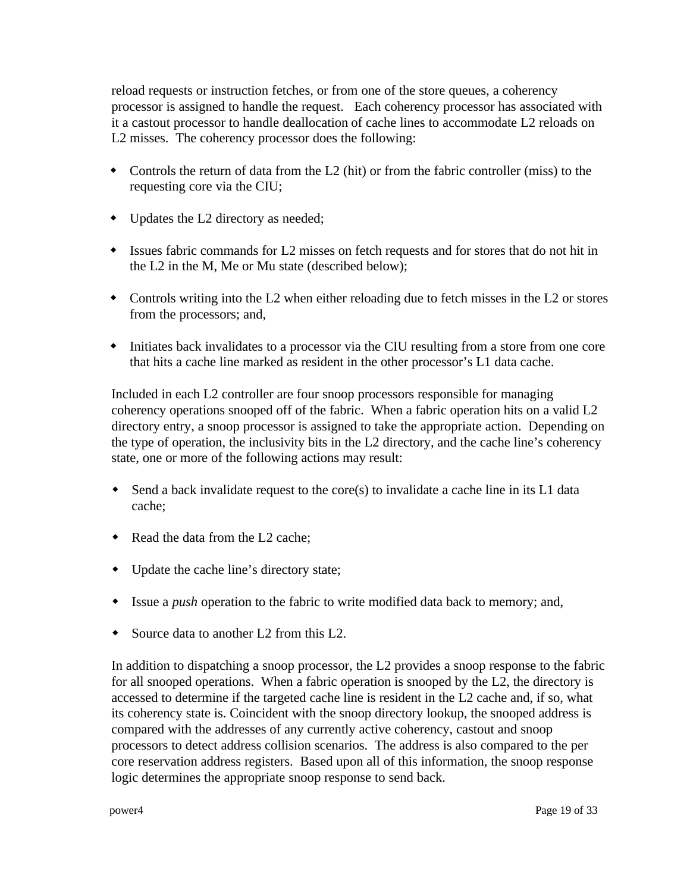reload requests or instruction fetches, or from one of the store queues, a coherency processor is assigned to handle the request. Each coherency processor has associated with it a castout processor to handle deallocation of cache lines to accommodate L2 reloads on L2 misses. The coherency processor does the following:

- Controls the return of data from the L2 (hit) or from the fabric controller (miss) to the requesting core via the CIU;
- Updates the L2 directory as needed;
- Issues fabric commands for L2 misses on fetch requests and for stores that do not hit in the L2 in the M, Me or Mu state (described below);
- Controls writing into the L2 when either reloading due to fetch misses in the L2 or stores from the processors; and,
- Initiates back invalidates to a processor via the CIU resulting from a store from one core that hits a cache line marked as resident in the other processor's L1 data cache.

Included in each L2 controller are four snoop processors responsible for managing coherency operations snooped off of the fabric. When a fabric operation hits on a valid L2 directory entry, a snoop processor is assigned to take the appropriate action. Depending on the type of operation, the inclusivity bits in the L2 directory, and the cache line's coherency state, one or more of the following actions may result:

- Send a back invalidate request to the core(s) to invalidate a cache line in its L1 data cache;
- Read the data from the L2 cache;
- Update the cache line's directory state;
- Issue a *push* operation to the fabric to write modified data back to memory; and,
- Source data to another L2 from this L2.

In addition to dispatching a snoop processor, the L2 provides a snoop response to the fabric for all snooped operations. When a fabric operation is snooped by the L2, the directory is accessed to determine if the targeted cache line is resident in the L2 cache and, if so, what its coherency state is. Coincident with the snoop directory lookup, the snooped address is compared with the addresses of any currently active coherency, castout and snoop processors to detect address collision scenarios. The address is also compared to the per core reservation address registers. Based upon all of this information, the snoop response logic determines the appropriate snoop response to send back.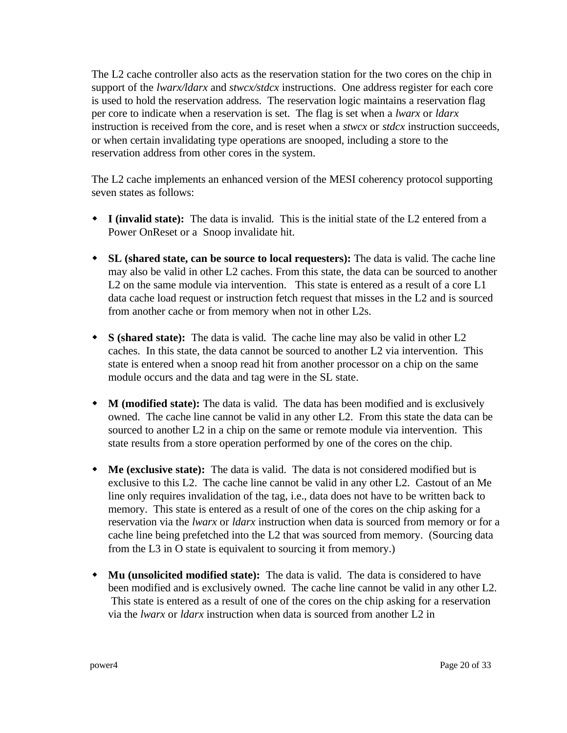The L2 cache controller also acts as the reservation station for the two cores on the chip in support of the *lwarx/ldarx* and *stwcx/stdcx* instructions. One address register for each core is used to hold the reservation address. The reservation logic maintains a reservation flag per core to indicate when a reservation is set. The flag is set when a *lwarx* or *ldarx* instruction is received from the core, and is reset when a *stwcx* or *stdcx* instruction succeeds, or when certain invalidating type operations are snooped, including a store to the reservation address from other cores in the system.

The L2 cache implements an enhanced version of the MESI coherency protocol supporting seven states as follows:

- **I (invalid state):** The data is invalid. This is the initial state of the L2 entered from a Power OnReset or a Snoop invalidate hit.

- **SL (shared state, can be source to local requesters):** The data is valid. The cache line may also be valid in other L2 caches. From this state, the data can be sourced to another L2 on the same module via intervention. This state is entered as a result of a core L1 data cache load request or instruction fetch request that misses in the L2 and is sourced from another cache or from memory when not in other L2s.

- **S (shared state):** The data is valid. The cache line may also be valid in other L2 caches. In this state, the data cannot be sourced to another L2 via intervention. This state is entered when a snoop read hit from another processor on a chip on the same module occurs and the data and tag were in the SL state.

- **M (modified state):** The data is valid. The data has been modified and is exclusively owned. The cache line cannot be valid in any other L2. From this state the data can be sourced to another L2 in a chip on the same or remote module via intervention. This state results from a store operation performed by one of the cores on the chip.

- **Me (exclusive state):** The data is valid. The data is not considered modified but is exclusive to this L2. The cache line cannot be valid in any other L2. Castout of an Me line only requires invalidation of the tag, i.e., data does not have to be written back to memory. This state is entered as a result of one of the cores on the chip asking for a reservation via the *lwarx* or *ldarx* instruction when data is sourced from memory or for a cache line being prefetched into the L2 that was sourced from memory. (Sourcing data from the L3 in O state is equivalent to sourcing it from memory.)

- **Mu (unsolicited modified state):** The data is valid. The data is considered to have been modified and is exclusively owned. The cache line cannot be valid in any other L2. This state is entered as a result of one of the cores on the chip asking for a reservation via the *lwarx* or *ldarx* instruction when data is sourced from another L2 in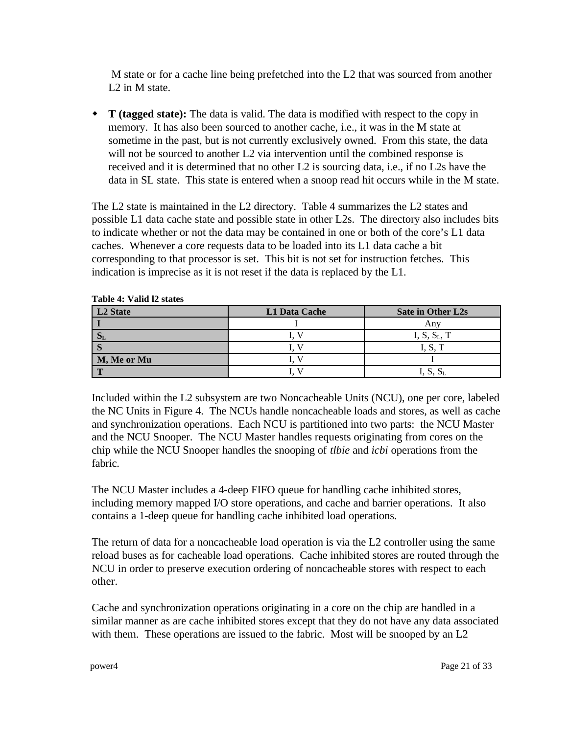M state or for a cache line being prefetched into the L2 that was sourced from another L2 in M state.

- **T (tagged state):** The data is valid. The data is modified with respect to the copy in memory. It has also been sourced to another cache, i.e., it was in the M state at sometime in the past, but is not currently exclusively owned. From this state, the data will not be sourced to another L2 via intervention until the combined response is received and it is determined that no other L2 is sourcing data, i.e., if no L2s have the data in SL state. This state is entered when a snoop read hit occurs while in the M state.

The L2 state is maintained in the L2 directory. Table 4 summarizes the L2 states and possible L1 data cache state and possible state in other L2s. The directory also includes bits to indicate whether or not the data may be contained in one or both of the core's L1 data caches. Whenever a core requests data to be loaded into its L1 data cache a bit corresponding to that processor is set. This bit is not set for instruction fetches. This indication is imprecise as it is not reset if the data is replaced by the L1.

**Table 4: Valid l2 states**

| L2 State | L1 Data Cache | Sate in Other L2s |
|---|---|---|
| **I** | I | Any |
| **$S_L$** | I, V | I, S, $S_L$, T |
| **S** | I, V | I, S, T |
| **M, Me or Mu** | I, V | I |
| **T** | I, V | I, S, $S_L$ |

Included within the L2 subsystem are two Noncacheable Units (NCU), one per core, labeled the NC Units in Figure 4. The NCUs handle noncacheable loads and stores, as well as cache and synchronization operations. Each NCU is partitioned into two parts: the NCU Master and the NCU Snooper. The NCU Master handles requests originating from cores on the chip while the NCU Snooper handles the snooping of *tlbie* and *icbi* operations from the fabric.

The NCU Master includes a 4-deep FIFO queue for handling cache inhibited stores, including memory mapped I/O store operations, and cache and barrier operations. It also contains a 1-deep queue for handling cache inhibited load operations.

The return of data for a noncacheable load operation is via the L2 controller using the same reload buses as for cacheable load operations. Cache inhibited stores are routed through the NCU in order to preserve execution ordering of noncacheable stores with respect to each other.

Cache and synchronization operations originating in a core on the chip are handled in a similar manner as are cache inhibited stores except that they do not have any data associated with them. These operations are issued to the fabric. Most will be snooped by an L2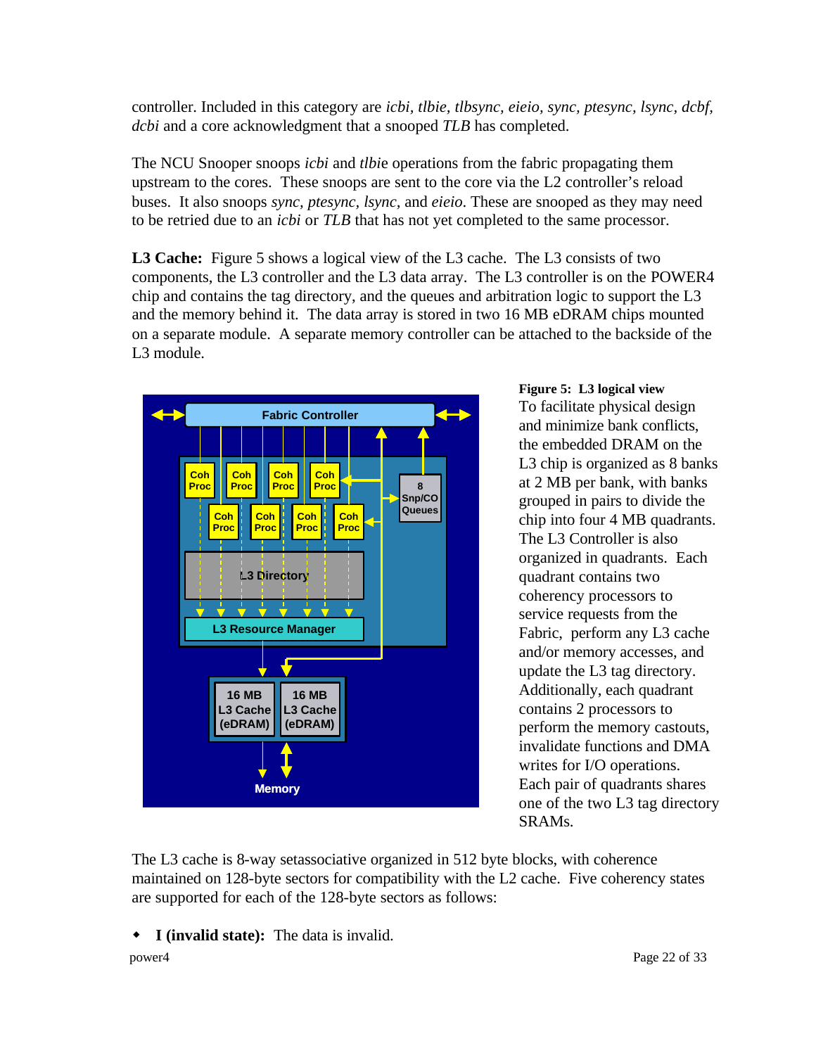controller. Included in this category are *icbi, tlbie, tlbsync, eieio, sync, ptesync, lsync, dcbf, dcbi* and a core acknowledgment that a snooped *TLB* has completed.

The NCU Snooper snoops *icbi* and *tlbie* operations from the fabric propagating them upstream to the cores. These snoops are sent to the core via the L2 controller's reload buses. It also snoops *sync, ptesync, lsync,* and *eieio*. These are snooped as they may need to be retried due to an *icbi* or *TLB* that has not yet completed to the same processor.

**L3 Cache:** Figure 5 shows a logical view of the L3 cache. The L3 consists of two components, the L3 controller and the L3 data array. The L3 controller is on the POWER4 chip and contains the tag directory, and the queues and arbitration logic to support the L3 and the memory behind it. The data array is stored in two 16 MB eDRAM chips mounted on a separate module. A separate memory controller can be attached to the backside of the L3 module.

Fabric Controller

Coh Proc

Coh Proc

Coh Proc

Coh Proc

Coh Proc

Coh Proc

Coh Proc

Coh Proc

8 Snp/CO Queues

L3 Directory

L3 Resource Manager

16 MB L3 Cache (eDRAM)

16 MB L3 Cache (eDRAM)

Memory

**Figure 5: L3 logical view**

To facilitate physical design and minimize bank conflicts, the embedded DRAM on the L3 chip is organized as 8 banks at 2 MB per bank, with banks grouped in pairs to divide the chip into four 4 MB quadrants. The L3 Controller is also organized in quadrants. Each quadrant contains two coherency processors to service requests from the Fabric, perform any L3 cache and/or memory accesses, and update the L3 tag directory. Additionally, each quadrant contains 2 processors to perform the memory castouts, invalidate functions and DMA writes for I/O operations. Each pair of quadrants shares one of the two L3 tag directory SRAMs.

The L3 cache is 8-way setassociative organized in 512 byte blocks, with coherence maintained on 128-byte sectors for compatibility with the L2 cache. Five coherency states are supported for each of the 128-byte sectors as follows:

- **I (invalid state):** The data is invalid.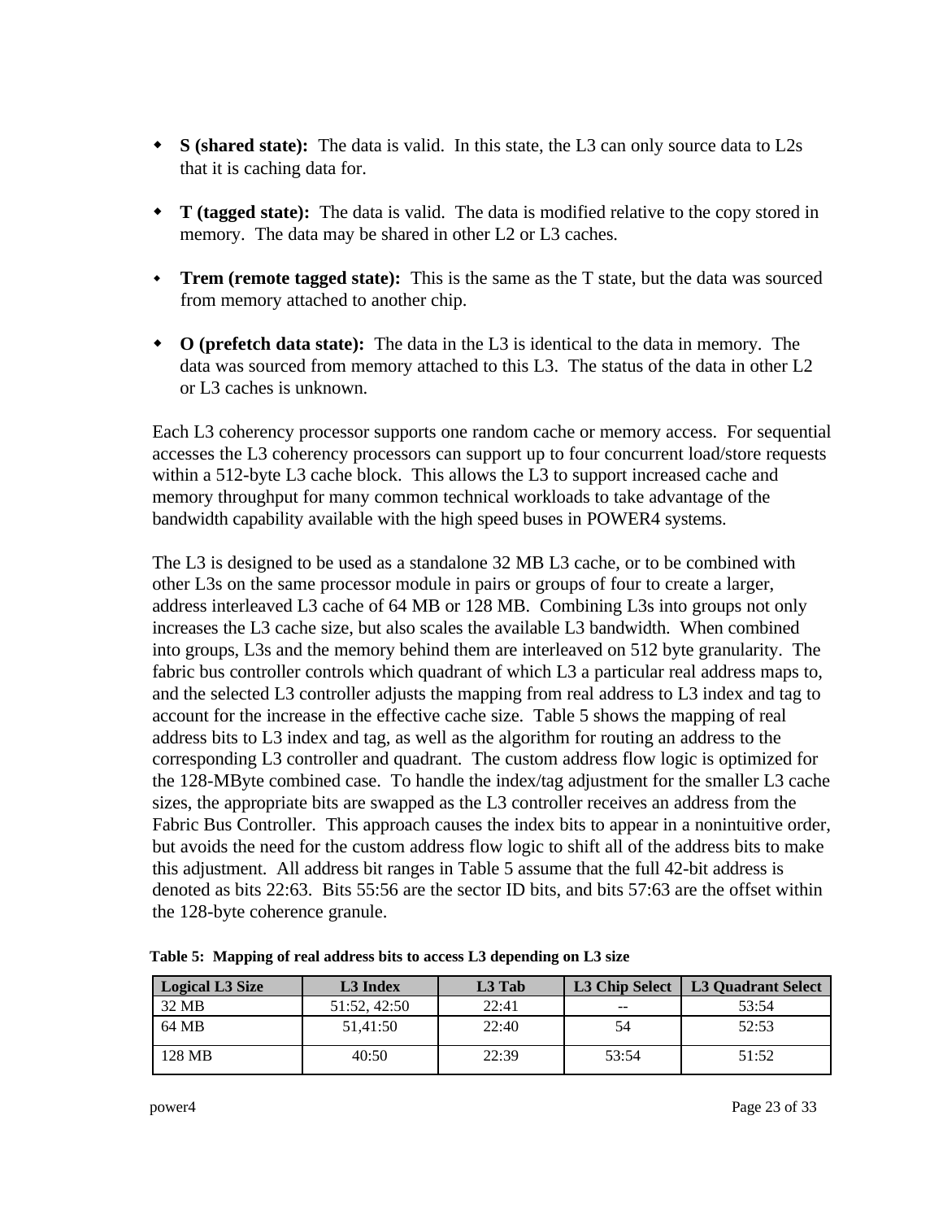- **S (shared state):** The data is valid. In this state, the L3 can only source data to L2s that it is caching data for.

- **T (tagged state):** The data is valid. The data is modified relative to the copy stored in memory. The data may be shared in other L2 or L3 caches.

- **Trem (remote tagged state):** This is the same as the T state, but the data was sourced from memory attached to another chip.

- **O (prefetch data state):** The data in the L3 is identical to the data in memory. The data was sourced from memory attached to this L3. The status of the data in other L2 or L3 caches is unknown.

Each L3 coherency processor supports one random cache or memory access. For sequential accesses the L3 coherency processors can support up to four concurrent load/store requests within a 512-byte L3 cache block. This allows the L3 to support increased cache and memory throughput for many common technical workloads to take advantage of the bandwidth capability available with the high speed buses in POWER4 systems.

The L3 is designed to be used as a standalone 32 MB L3 cache, or to be combined with other L3s on the same processor module in pairs or groups of four to create a larger, address interleaved L3 cache of 64 MB or 128 MB. Combining L3s into groups not only increases the L3 cache size, but also scales the available L3 bandwidth. When combined into groups, L3s and the memory behind them are interleaved on 512 byte granularity. The fabric bus controller controls which quadrant of which L3 a particular real address maps to, and the selected L3 controller adjusts the mapping from real address to L3 index and tag to account for the increase in the effective cache size. Table 5 shows the mapping of real address bits to L3 index and tag, as well as the algorithm for routing an address to the corresponding L3 controller and quadrant. The custom address flow logic is optimized for the 128-MByte combined case. To handle the index/tag adjustment for the smaller L3 cache sizes, the appropriate bits are swapped as the L3 controller receives an address from the Fabric Bus Controller. This approach causes the index bits to appear in a nonintuitive order, but avoids the need for the custom address flow logic to shift all of the address bits to make this adjustment. All address bit ranges in Table 5 assume that the full 42-bit address is denoted as bits 22:63. Bits 55:56 are the sector ID bits, and bits 57:63 are the offset within the 128-byte coherence granule.

**Table 5: Mapping of real address bits to access L3 depending on L3 size**

| Logical L3 Size | L3 Index | L3 Tab | L3 Chip Select | L3 Quadrant Select |
|---|---|---|---|---|
| 32 MB | 51:52, 42:50 | 22:41 | -- | 53:54 |
| 64 MB | 51,41:50 | 22:40 | 54 | 52:53 |
| 128 MB | 40:50 | 22:39 | 53:54 | 51:52 |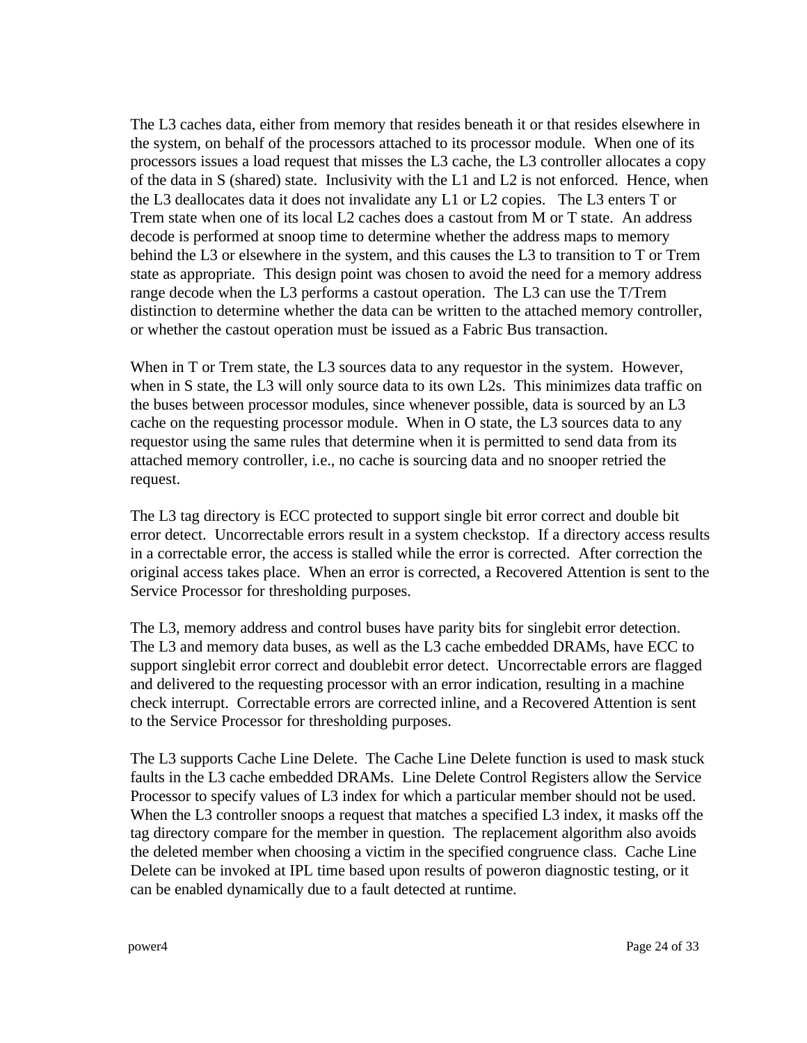The L3 caches data, either from memory that resides beneath it or that resides elsewhere in the system, on behalf of the processors attached to its processor module. When one of its processors issues a load request that misses the L3 cache, the L3 controller allocates a copy of the data in S (shared) state. Inclusivity with the L1 and L2 is not enforced. Hence, when the L3 deallocates data it does not invalidate any L1 or L2 copies. The L3 enters T or Trem state when one of its local L2 caches does a castout from M or T state. An address decode is performed at snoop time to determine whether the address maps to memory behind the L3 or elsewhere in the system, and this causes the L3 to transition to T or Trem state as appropriate. This design point was chosen to avoid the need for a memory address range decode when the L3 performs a castout operation. The L3 can use the T/Trem distinction to determine whether the data can be written to the attached memory controller, or whether the castout operation must be issued as a Fabric Bus transaction.

When in T or Trem state, the L3 sources data to any requestor in the system. However, when in S state, the L3 will only source data to its own L2s. This minimizes data traffic on the buses between processor modules, since whenever possible, data is sourced by an L3 cache on the requesting processor module. When in O state, the L3 sources data to any requestor using the same rules that determine when it is permitted to send data from its attached memory controller, i.e., no cache is sourcing data and no snooper retried the request.

The L3 tag directory is ECC protected to support single bit error correct and double bit error detect. Uncorrectable errors result in a system checkstop. If a directory access results in a correctable error, the access is stalled while the error is corrected. After correction the original access takes place. When an error is corrected, a Recovered Attention is sent to the Service Processor for thresholding purposes.

The L3, memory address and control buses have parity bits for singlebit error detection. The L3 and memory data buses, as well as the L3 cache embedded DRAMs, have ECC to support singlebit error correct and doublebit error detect. Uncorrectable errors are flagged and delivered to the requesting processor with an error indication, resulting in a machine check interrupt. Correctable errors are corrected inline, and a Recovered Attention is sent to the Service Processor for thresholding purposes.

The L3 supports Cache Line Delete. The Cache Line Delete function is used to mask stuck faults in the L3 cache embedded DRAMs. Line Delete Control Registers allow the Service Processor to specify values of L3 index for which a particular member should not be used. When the L3 controller snoops a request that matches a specified L3 index, it masks off the tag directory compare for the member in question. The replacement algorithm also avoids the deleted member when choosing a victim in the specified congruence class. Cache Line Delete can be invoked at IPL time based upon results of poweron diagnostic testing, or it can be enabled dynamically due to a fault detected at runtime.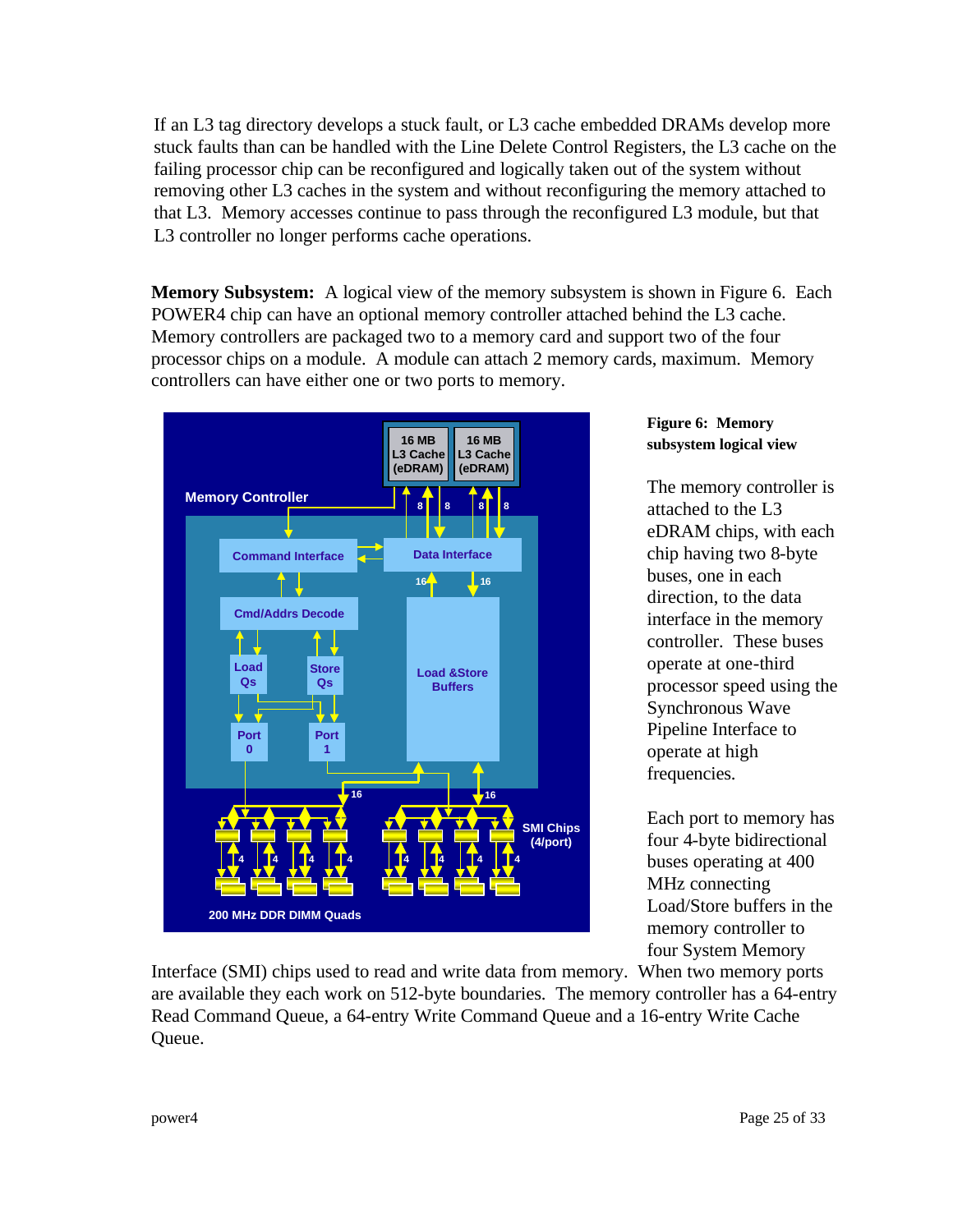If an L3 tag directory develops a stuck fault, or L3 cache embedded DRAMs develop more stuck faults than can be handled with the Line Delete Control Registers, the L3 cache on the failing processor chip can be reconfigured and logically taken out of the system without removing other L3 caches in the system and without reconfiguring the memory attached to that L3. Memory accesses continue to pass through the reconfigured L3 module, but that L3 controller no longer performs cache operations.

**Memory Subsystem:** A logical view of the memory subsystem is shown in Figure 6. Each POWER4 chip can have an optional memory controller attached behind the L3 cache. Memory controllers are packaged two to a memory card and support two of the four processor chips on a module. A module can attach 2 memory cards, maximum. Memory controllers can have either one or two ports to memory.

16 MB L3 Cache (eDRAM)
16 MB L3 Cache (eDRAM)
Memory Controller
8 8 8 8
Command Interface
Data Interface
16 16
Cmd/Addrs Decode
Load Qs
Store Qs
Load &Store Buffers
Port 0
Port 1
16 16
SMI Chips (4/port)
4 4 4 4 4 4 4 4
200 MHz DDR DIMM Quads

**Figure 6: Memory subsystem logical view**

The memory controller is attached to the L3 eDRAM chips, with each chip having two 8-byte buses, one in each direction, to the data interface in the memory controller. These buses operate at one-third processor speed using the Synchronous Wave Pipeline Interface to operate at high frequencies.

Each port to memory has four 4-byte bidirectional buses operating at 400 MHz connecting Load/Store buffers in the memory controller to four System Memory Interface (SMI) chips used to read and write data from memory. When two memory ports are available they each work on 512-byte boundaries. The memory controller has a 64-entry Read Command Queue, a 64-entry Write Command Queue and a 16-entry Write Cache Queue.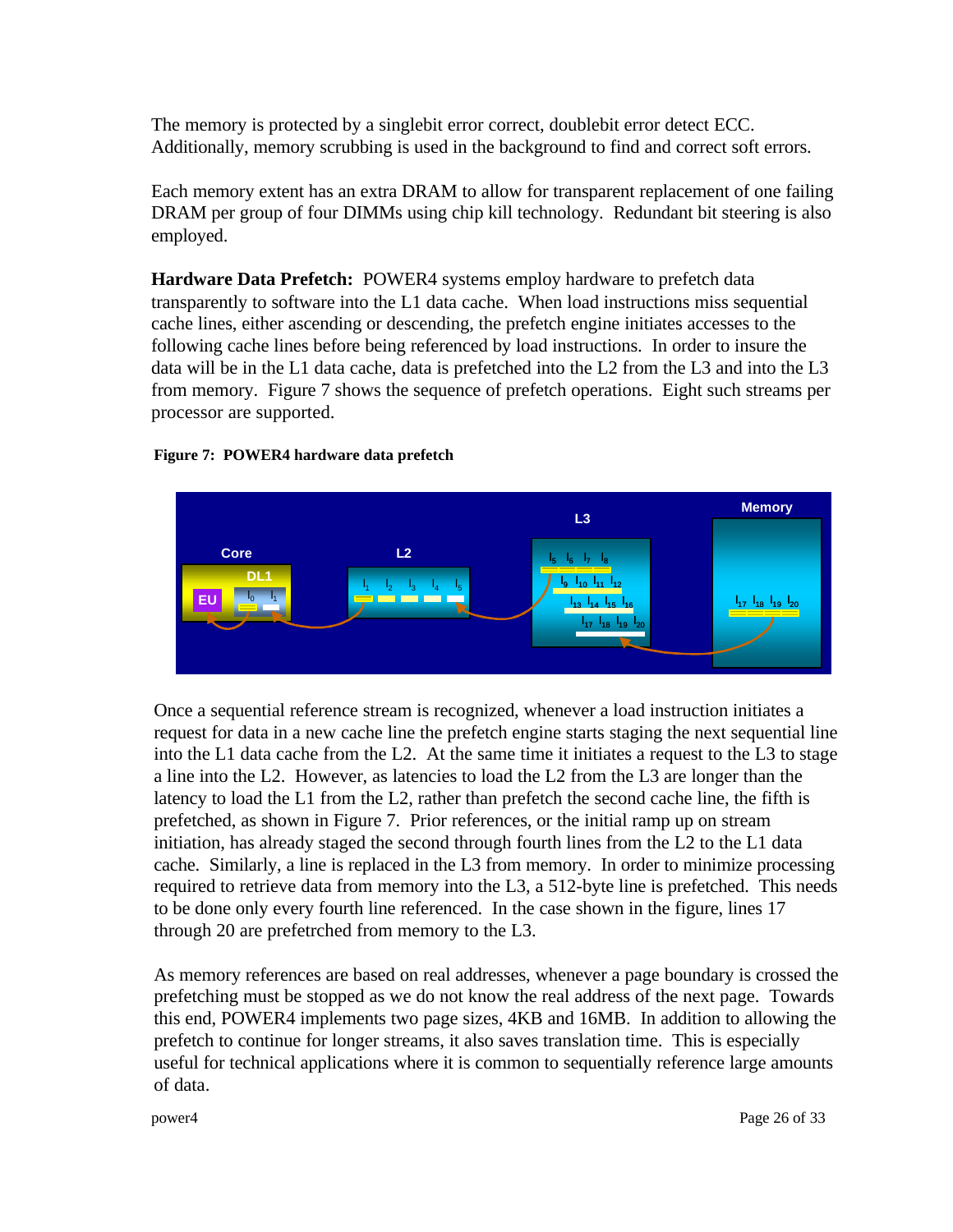The memory is protected by a singlebit error correct, doublebit error detect ECC. Additionally, memory scrubbing is used in the background to find and correct soft errors.

Each memory extent has an extra DRAM to allow for transparent replacement of one failing DRAM per group of four DIMMs using chip kill technology. Redundant bit steering is also employed.

**Hardware Data Prefetch:** POWER4 systems employ hardware to prefetch data transparently to software into the L1 data cache. When load instructions miss sequential cache lines, either ascending or descending, the prefetch engine initiates accesses to the following cache lines before being referenced by load instructions. In order to insure the data will be in the L1 data cache, data is prefetched into the L2 from the L3 and into the L3 from memory. Figure 7 shows the sequence of prefetch operations. Eight such streams per processor are supported.

**Figure 7: POWER4 hardware data prefetch**

Core
DL1
EU
$l_0$ $l_1$
L2
$l_1$ $l_2$ $l_3$ $l_4$ $l_5$
L3
$l_5$ $l_6$ $l_7$ $l_8$
$l_9$ $l_{10}$ $l_{11}$ $l_{12}$
$l_{13}$ $l_{14}$ $l_{15}$ $l_{16}$
$l_{17}$ $l_{18}$ $l_{19}$ $l_{20}$
Memory
$l_{17}$ $l_{18}$ $l_{19}$ $l_{20}$

Once a sequential reference stream is recognized, whenever a load instruction initiates a request for data in a new cache line the prefetch engine starts staging the next sequential line into the L1 data cache from the L2. At the same time it initiates a request to the L3 to stage a line into the L2. However, as latencies to load the L2 from the L3 are longer than the latency to load the L1 from the L2, rather than prefetch the second cache line, the fifth is prefetched, as shown in Figure 7. Prior references, or the initial ramp up on stream initiation, has already staged the second through fourth lines from the L2 to the L1 data cache. Similarly, a line is replaced in the L3 from memory. In order to minimize processing required to retrieve data from memory into the L3, a 512-byte line is prefetched. This needs to be done only every fourth line referenced. In the case shown in the figure, lines 17 through 20 are prefetrched from memory to the L3.

As memory references are based on real addresses, whenever a page boundary is crossed the prefetching must be stopped as we do not know the real address of the next page. Towards this end, POWER4 implements two page sizes, 4KB and 16MB. In addition to allowing the prefetch to continue for longer streams, it also saves translation time. This is especially useful for technical applications where it is common to sequentially reference large amounts of data.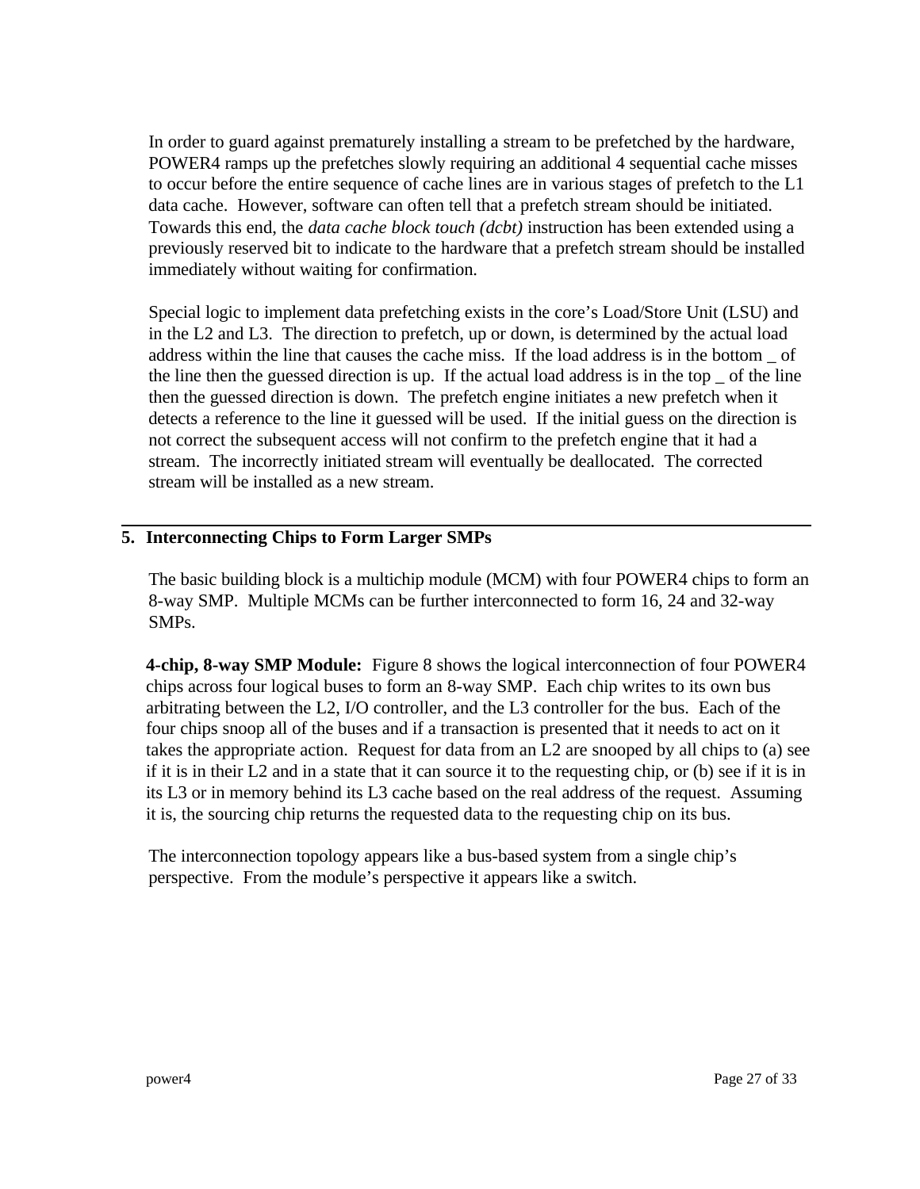In order to guard against prematurely installing a stream to be prefetched by the hardware, POWER4 ramps up the prefetches slowly requiring an additional 4 sequential cache misses to occur before the entire sequence of cache lines are in various stages of prefetch to the L1 data cache. However, software can often tell that a prefetch stream should be initiated. Towards this end, the *data cache block touch (dcbt)* instruction has been extended using a previously reserved bit to indicate to the hardware that a prefetch stream should be installed immediately without waiting for confirmation.

Special logic to implement data prefetching exists in the core's Load/Store Unit (LSU) and in the L2 and L3. The direction to prefetch, up or down, is determined by the actual load address within the line that causes the cache miss. If the load address is in the bottom _ of the line then the guessed direction is up. If the actual load address is in the top _ of the line then the guessed direction is down. The prefetch engine initiates a new prefetch when it detects a reference to the line it guessed will be used. If the initial guess on the direction is not correct the subsequent access will not confirm to the prefetch engine that it had a stream. The incorrectly initiated stream will eventually be deallocated. The corrected stream will be installed as a new stream.

## 5. Interconnecting Chips to Form Larger SMPs

The basic building block is a multichip module (MCM) with four POWER4 chips to form an 8-way SMP. Multiple MCMs can be further interconnected to form 16, 24 and 32-way SMPs.

**4-chip, 8-way SMP Module:** Figure 8 shows the logical interconnection of four POWER4 chips across four logical buses to form an 8-way SMP. Each chip writes to its own bus arbitrating between the L2, I/O controller, and the L3 controller for the bus. Each of the four chips snoop all of the buses and if a transaction is presented that it needs to act on it takes the appropriate action. Request for data from an L2 are snooped by all chips to (a) see if it is in their L2 and in a state that it can source it to the requesting chip, or (b) see if it is in its L3 or in memory behind its L3 cache based on the real address of the request. Assuming it is, the sourcing chip returns the requested data to the requesting chip on its bus.

The interconnection topology appears like a bus-based system from a single chip's perspective. From the module's perspective it appears like a switch.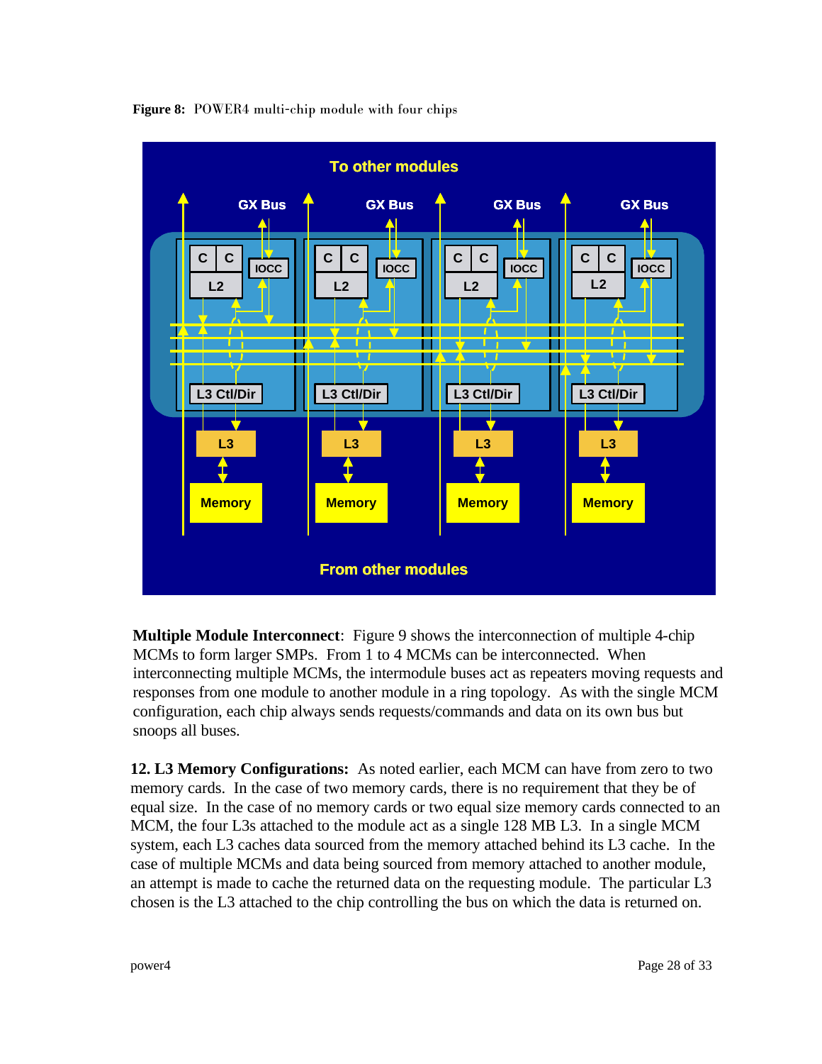**Figure 8:** POWER4 multi-chip module with four chips

To other modules

GX Bus
GX Bus
GX Bus
GX Bus

C C
IOCC
L2
L3 Ctl/Dir
L3
Memory

From other modules

**Multiple Module Interconnect**: Figure 9 shows the interconnection of multiple 4-chip MCMs to form larger SMPs. From 1 to 4 MCMs can be interconnected. When interconnecting multiple MCMs, the intermodule buses act as repeaters moving requests and responses from one module to another module in a ring topology. As with the single MCM configuration, each chip always sends requests/commands and data on its own bus but snoops all buses.

**12. L3 Memory Configurations:** As noted earlier, each MCM can have from zero to two memory cards. In the case of two memory cards, there is no requirement that they be of equal size. In the case of no memory cards or two equal size memory cards connected to an MCM, the four L3s attached to the module act as a single 128 MB L3. In a single MCM system, each L3 caches data sourced from the memory attached behind its L3 cache. In the case of multiple MCMs and data being sourced from memory attached to another module, an attempt is made to cache the returned data on the requesting module. The particular L3 chosen is the L3 attached to the chip controlling the bus on which the data is returned on.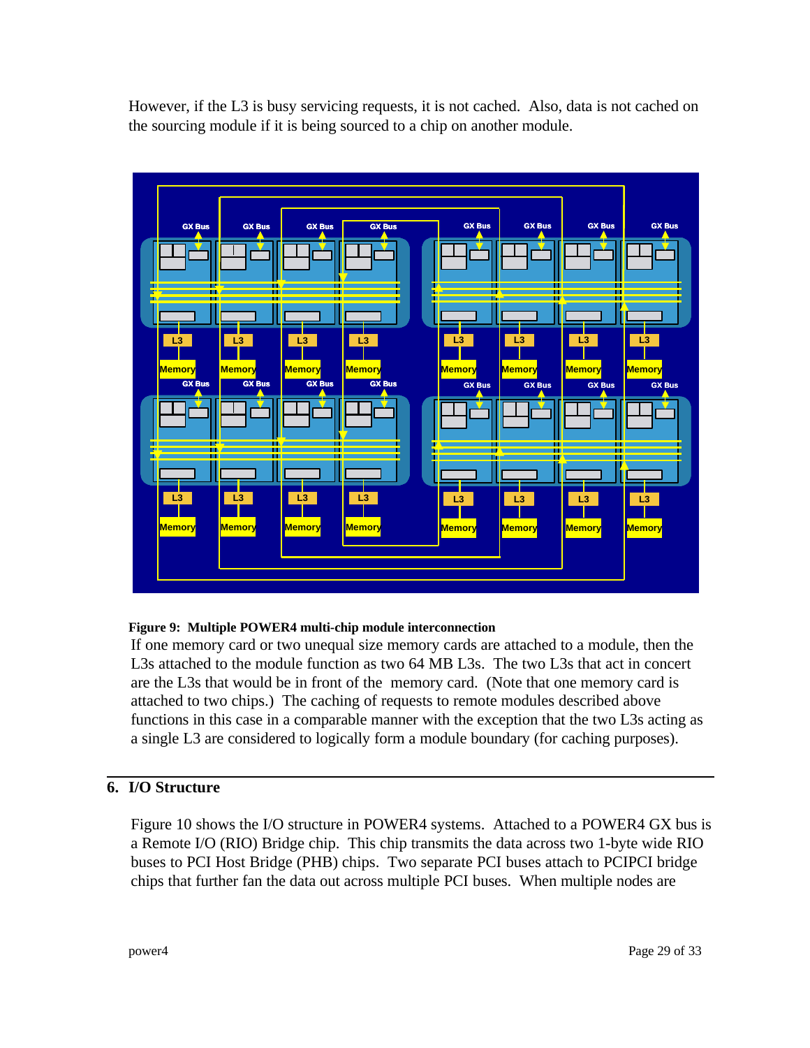However, if the L3 is busy servicing requests, it is not cached. Also, data is not cached on the sourcing module if it is being sourced to a chip on another module.

**Figure 9: Multiple POWER4 multi-chip module interconnection**

If one memory card or two unequal size memory cards are attached to a module, then the L3s attached to the module function as two 64 MB L3s. The two L3s that act in concert are the L3s that would be in front of the memory card. (Note that one memory card is attached to two chips.) The caching of requests to remote modules described above functions in this case in a comparable manner with the exception that the two L3s acting as a single L3 are considered to logically form a module boundary (for caching purposes).

## 6. I/O Structure

Figure 10 shows the I/O structure in POWER4 systems. Attached to a POWER4 GX bus is a Remote I/O (RIO) Bridge chip. This chip transmits the data across two 1-byte wide RIO buses to PCI Host Bridge (PHB) chips. Two separate PCI buses attach to PCIPCI bridge chips that further fan the data out across multiple PCI buses. When multiple nodes are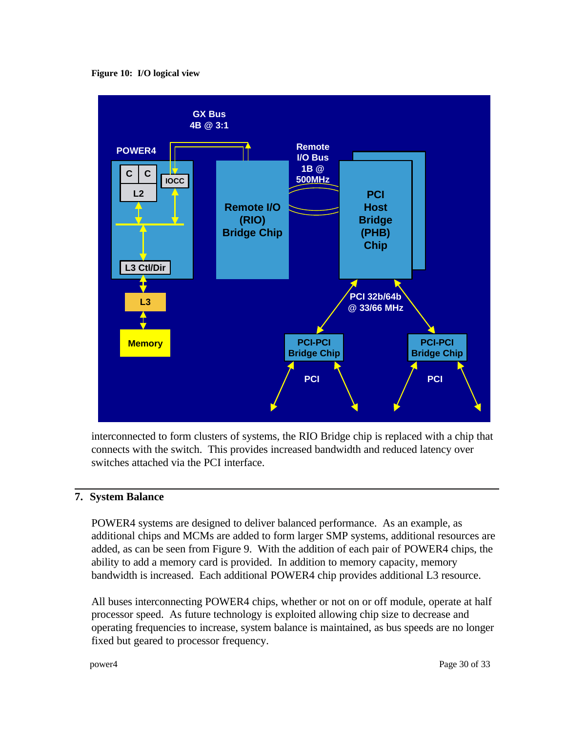**Figure 10: I/O logical view**

GX Bus
4B @ 3:1
POWER4
C C
L2
IOCC
L3 Ctl/Dir
L3
Memory
Remote I/O (RIO) Bridge Chip
Remote I/O Bus 1B @ 500MHz
PCI Host Bridge (PHB) Chip
PCI 32b/64b @ 33/66 MHz
PCI-PCI Bridge Chip
PCI
PCI-PCI Bridge Chip
PCI

interconnected to form clusters of systems, the RIO Bridge chip is replaced with a chip that connects with the switch. This provides increased bandwidth and reduced latency over switches attached via the PCI interface.

## 7. System Balance

POWER4 systems are designed to deliver balanced performance. As an example, as additional chips and MCMs are added to form larger SMP systems, additional resources are added, as can be seen from Figure 9. With the addition of each pair of POWER4 chips, the ability to add a memory card is provided. In addition to memory capacity, memory bandwidth is increased. Each additional POWER4 chip provides additional L3 resource.

All buses interconnecting POWER4 chips, whether or not on or off module, operate at half processor speed. As future technology is exploited allowing chip size to decrease and operating frequencies to increase, system balance is maintained, as bus speeds are no longer fixed but geared to processor frequency.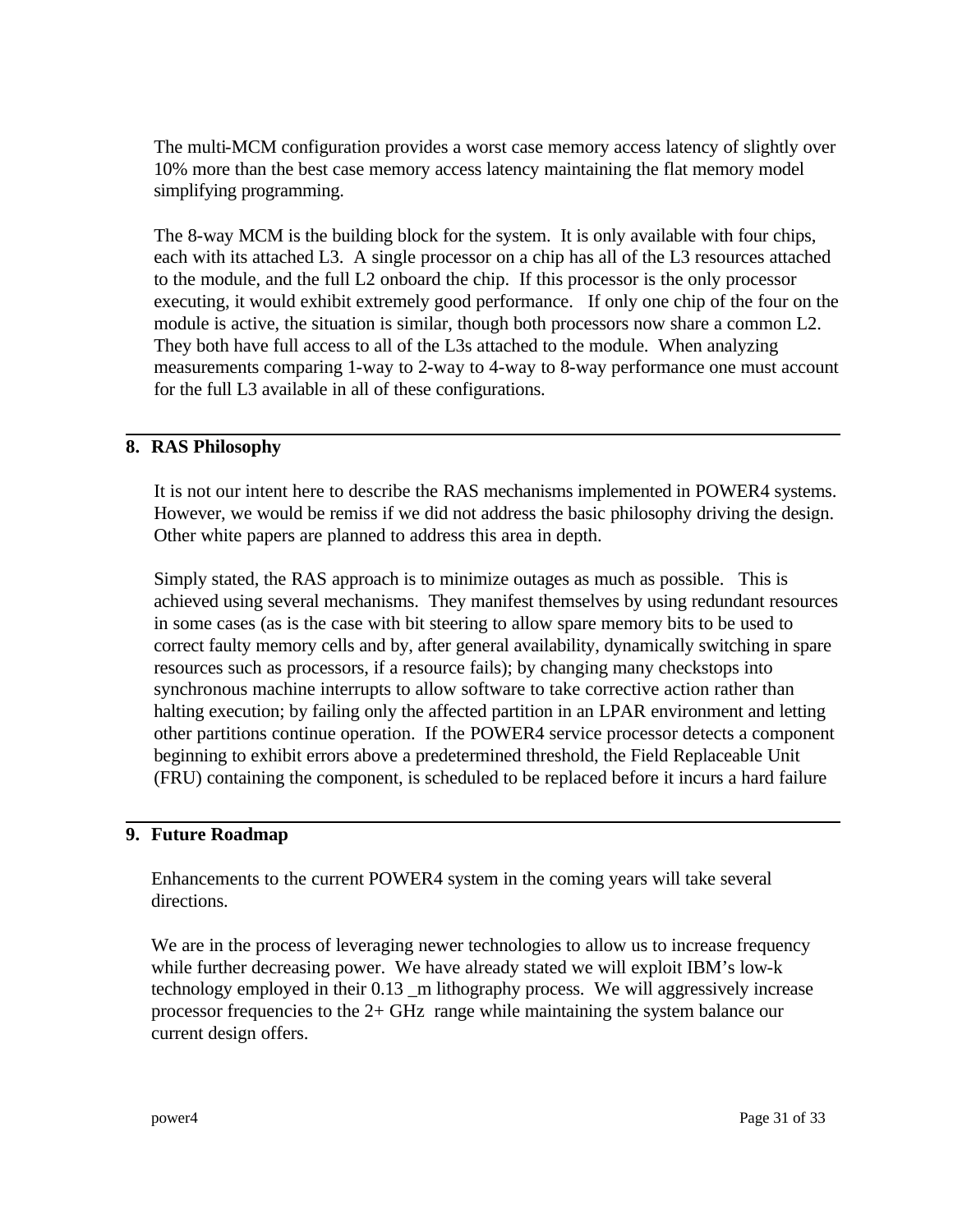The multi-MCM configuration provides a worst case memory access latency of slightly over 10% more than the best case memory access latency maintaining the flat memory model simplifying programming.

The 8-way MCM is the building block for the system. It is only available with four chips, each with its attached L3. A single processor on a chip has all of the L3 resources attached to the module, and the full L2 onboard the chip. If this processor is the only processor executing, it would exhibit extremely good performance. If only one chip of the four on the module is active, the situation is similar, though both processors now share a common L2. They both have full access to all of the L3s attached to the module. When analyzing measurements comparing 1-way to 2-way to 4-way to 8-way performance one must account for the full L3 available in all of these configurations.

## 8. RAS Philosophy

It is not our intent here to describe the RAS mechanisms implemented in POWER4 systems. However, we would be remiss if we did not address the basic philosophy driving the design. Other white papers are planned to address this area in depth.

Simply stated, the RAS approach is to minimize outages as much as possible. This is achieved using several mechanisms. They manifest themselves by using redundant resources in some cases (as is the case with bit steering to allow spare memory bits to be used to correct faulty memory cells and by, after general availability, dynamically switching in spare resources such as processors, if a resource fails); by changing many checkstops into synchronous machine interrupts to allow software to take corrective action rather than halting execution; by failing only the affected partition in an LPAR environment and letting other partitions continue operation. If the POWER4 service processor detects a component beginning to exhibit errors above a predetermined threshold, the Field Replaceable Unit (FRU) containing the component, is scheduled to be replaced before it incurs a hard failure

## 9. Future Roadmap

Enhancements to the current POWER4 system in the coming years will take several directions.

We are in the process of leveraging newer technologies to allow us to increase frequency while further decreasing power. We have already stated we will exploit IBM's low-k technology employed in their 0.13 _m lithography process. We will aggressively increase processor frequencies to the 2+ GHz range while maintaining the system balance our current design offers.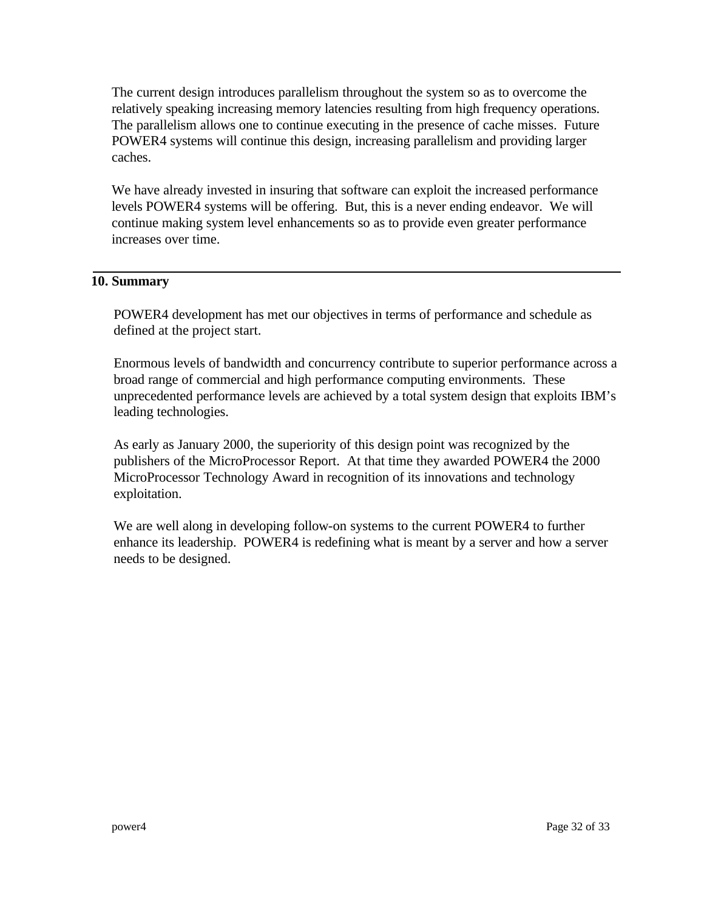The current design introduces parallelism throughout the system so as to overcome the relatively speaking increasing memory latencies resulting from high frequency operations. The parallelism allows one to continue executing in the presence of cache misses. Future POWER4 systems will continue this design, increasing parallelism and providing larger caches.

We have already invested in insuring that software can exploit the increased performance levels POWER4 systems will be offering. But, this is a never ending endeavor. We will continue making system level enhancements so as to provide even greater performance increases over time.

## 10. Summary

POWER4 development has met our objectives in terms of performance and schedule as defined at the project start.

Enormous levels of bandwidth and concurrency contribute to superior performance across a broad range of commercial and high performance computing environments. These unprecedented performance levels are achieved by a total system design that exploits IBM's leading technologies.

As early as January 2000, the superiority of this design point was recognized by the publishers of the MicroProcessor Report. At that time they awarded POWER4 the 2000 MicroProcessor Technology Award in recognition of its innovations and technology exploitation.

We are well along in developing follow-on systems to the current POWER4 to further enhance its leadership. POWER4 is redefining what is meant by a server and how a server needs to be designed.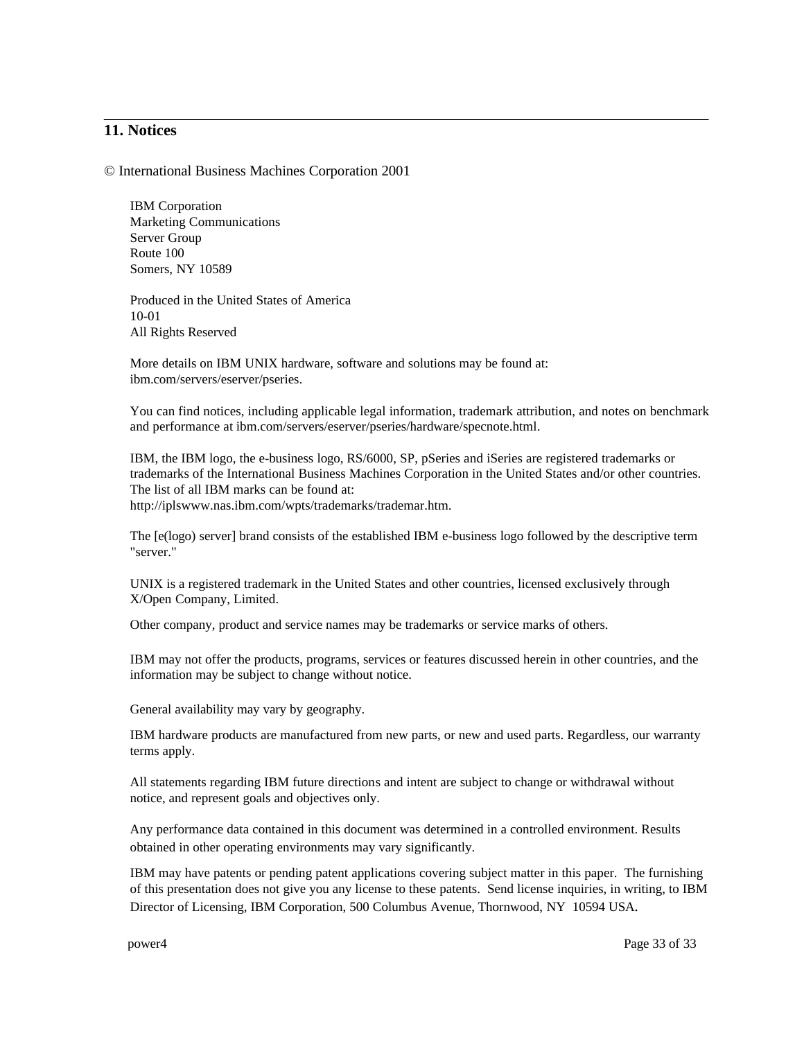## 11. Notices

© International Business Machines Corporation 2001

IBM Corporation
Marketing Communications
Server Group
Route 100
Somers, NY 10589

Produced in the United States of America
10-01
All Rights Reserved

More details on IBM UNIX hardware, software and solutions may be found at:
ibm.com/servers/eserver/pseries.

You can find notices, including applicable legal information, trademark attribution, and notes on benchmark and performance at ibm.com/servers/eserver/pseries/hardware/specnote.html.

IBM, the IBM logo, the e-business logo, RS/6000, SP, pSeries and iSeries are registered trademarks or trademarks of the International Business Machines Corporation in the United States and/or other countries. The list of all IBM marks can be found at:
http://iplswww.nas.ibm.com/wpts/trademarks/trademar.htm.

The [e(logo) server] brand consists of the established IBM e-business logo followed by the descriptive term "server."

UNIX is a registered trademark in the United States and other countries, licensed exclusively through X/Open Company, Limited.

Other company, product and service names may be trademarks or service marks of others.

IBM may not offer the products, programs, services or features discussed herein in other countries, and the information may be subject to change without notice.

General availability may vary by geography.

IBM hardware products are manufactured from new parts, or new and used parts. Regardless, our warranty terms apply.

All statements regarding IBM future directions and intent are subject to change or withdrawal without notice, and represent goals and objectives only.

Any performance data contained in this document was determined in a controlled environment. Results obtained in other operating environments may vary significantly.

IBM may have patents or pending patent applications covering subject matter in this paper. The furnishing of this presentation does not give you any license to these patents. Send license inquiries, in writing, to IBM Director of Licensing, IBM Corporation, 500 Columbus Avenue, Thornwood, NY 10594 USA.